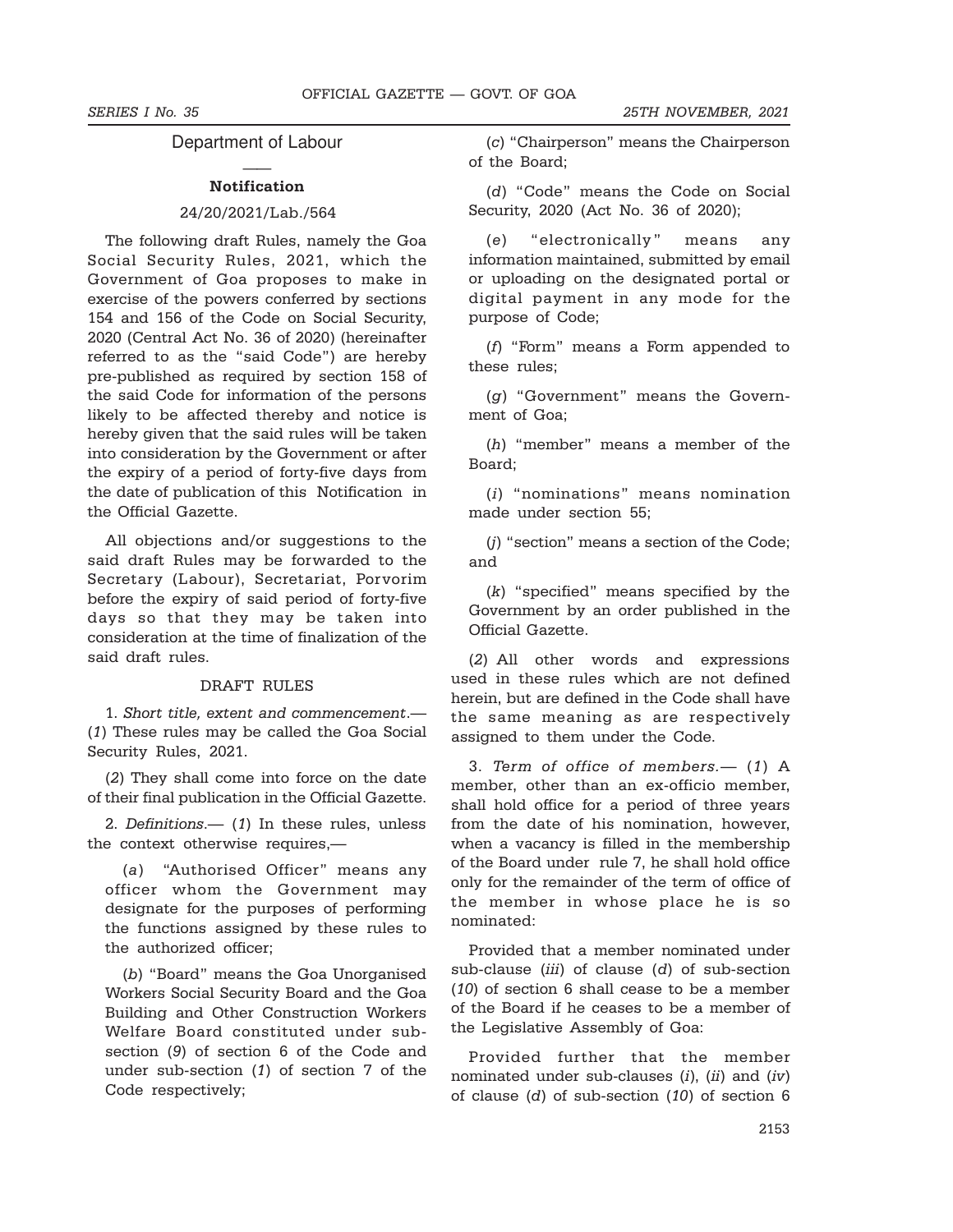## Department of Labour

### Notification

24/20/2021/Lab./564

The following draft Rules, namely the Goa Social Security Rules, 2021, which the Government of Goa proposes to make in exercise of the powers conferred by sections 154 and 156 of the Code on Social Security, 2020 (Central Act No. 36 of 2020) (hereinafter referred to as the "said Code") are hereby pre-published as required by section 158 of the said Code for information of the persons likely to be affected thereby and notice is hereby given that the said rules will be taken into consideration by the Government or after the expiry of a period of forty-five days from the date of publication of this Notification in the Official Gazette.

All objections and/or suggestions to the said draft Rules may be forwarded to the Secretary (Labour), Secretariat, Porvorim before the expiry of said period of forty-five days so that they may be taken into consideration at the time of finalization of the said draft rules.

DRAFT RULES

1. *Short title, extent and commencement*.— (*1*) These rules may be called the Goa Social Security Rules, 2021.

(*2*) They shall come into force on the date of their final publication in the Official Gazette.

2. *Definitions*.— (*1*) In these rules, unless the context otherwise requires,—

(*a*) "Authorised Officer" means any officer whom the Government may designate for the purposes of performing the functions assigned by these rules to the authorized officer;

(*b*) "Board" means the Goa Unorganised Workers Social Security Board and the Goa Building and Other Construction Workers Welfare Board constituted under sub-section (*9*) of section 6 of the Code and under sub-section (*1*) of section 7 of the Code respectively;

(*c*) "Chairperson" means the Chairperson of the Board;

(*d*) "Code" means the Code on Social Security, 2020 (Act No. 36 of 2020);

(*e*) "electronically" means any information maintained, submitted by email or uploading on the designated portal or digital payment in any mode for the purpose of Code;

(*f*) "Form" means a Form appended to these rules;

(*g*) "Government" means the Government of Goa;

(*h*) "member" means a member of the Board;

(*i*) "nominations" means nomination made under section 55;

(*j*) "section" means a section of the Code; and

(*k*) "specified" means specified by the Government by an order published in the Official Gazette.

(*2*) All other words and expressions used in these rules which are not defined herein, but are defined in the Code shall have the same meaning as are respectively assigned to them under the Code.

3. *Term of office of members.*— (*1*) A member, other than an ex-officio member, shall hold office for a period of three years from the date of his nomination, however, when a vacancy is filled in the membership of the Board under rule 7, he shall hold office only for the remainder of the term of office of the member in whose place he is so nominated:

Provided that a member nominated under sub-clause (*iii*) of clause (*d*) of sub-section (*10*) of section 6 shall cease to be a member of the Board if he ceases to be a member of the Legislative Assembly of Goa:

Provided further that the member nominated under sub-clauses (*i*), (*ii*) and (*iv*) of clause (*d*) of sub-section (*10*) of section 6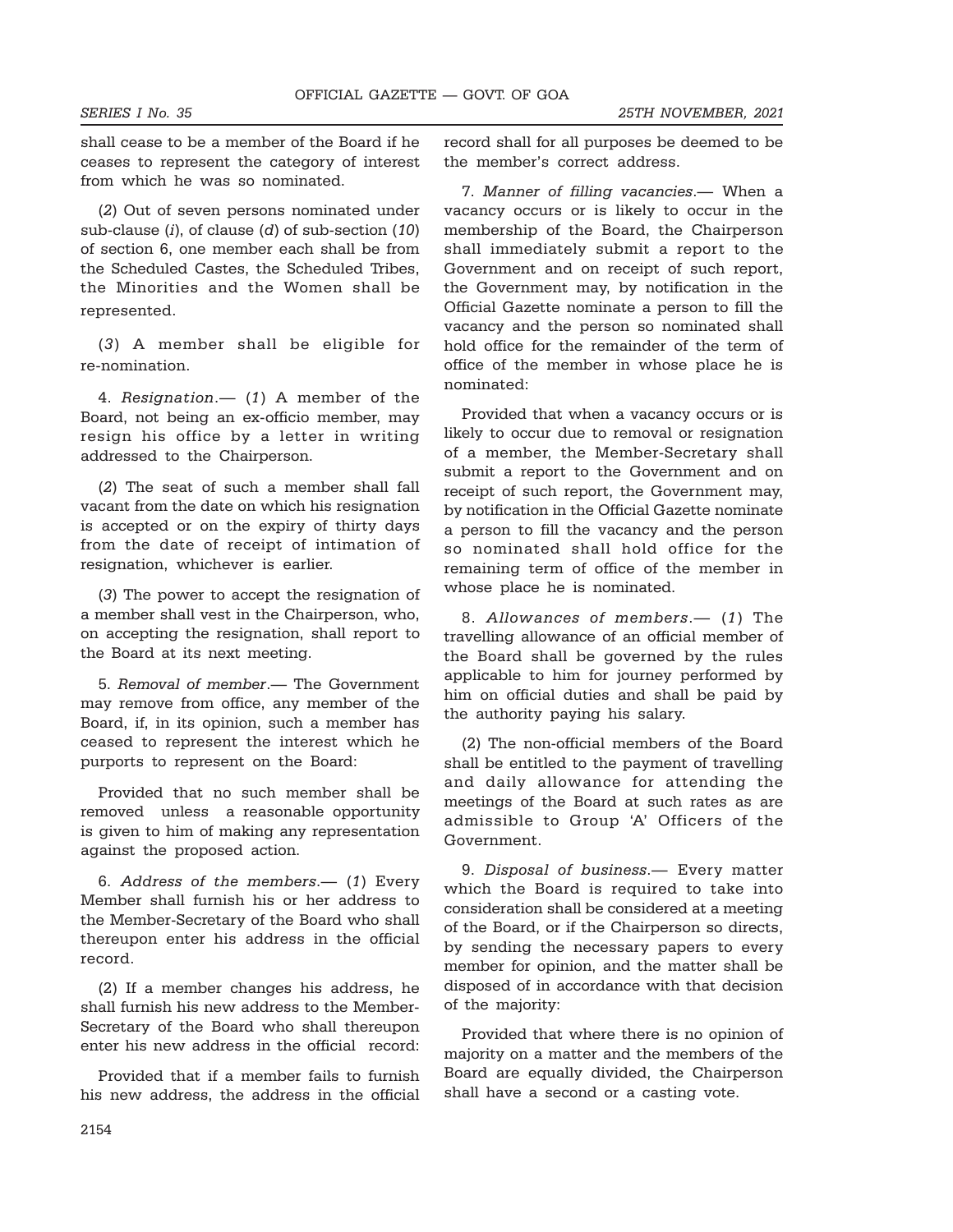shall cease to be a member of the Board if he ceases to represent the category of interest from which he was so nominated.

(*2*) Out of seven persons nominated under sub-clause (*i*), of clause (*d*) of sub-section (*10*) of section 6, one member each shall be from the Scheduled Castes, the Scheduled Tribes, the Minorities and the Women shall be represented.

(*3*) A member shall be eligible for re-nomination.

4. *Resignation*.— (*1*) A member of the Board, not being an ex-officio member, may resign his office by a letter in writing addressed to the Chairperson.

(*2*) The seat of such a member shall fall vacant from the date on which his resignation is accepted or on the expiry of thirty days from the date of receipt of intimation of resignation, whichever is earlier.

(*3*) The power to accept the resignation of a member shall vest in the Chairperson, who, on accepting the resignation, shall report to the Board at its next meeting.

5. *Removal of member*.— The Government may remove from office, any member of the Board, if, in its opinion, such a member has ceased to represent the interest which he purports to represent on the Board:

Provided that no such member shall be removed unless a reasonable opportunity is given to him of making any representation against the proposed action.

6. *Address of the members*.— (*1*) Every Member shall furnish his or her address to the Member-Secretary of the Board who shall thereupon enter his address in the official record.

(2) If a member changes his address, he shall furnish his new address to the Member-Secretary of the Board who shall thereupon enter his new address in the official record:

Provided that if a member fails to furnish his new address, the address in the official record shall for all purposes be deemed to be the member's correct address.

7. *Manner of filling vacancies*.— When a vacancy occurs or is likely to occur in the membership of the Board, the Chairperson shall immediately submit a report to the Government and on receipt of such report, the Government may, by notification in the Official Gazette nominate a person to fill the vacancy and the person so nominated shall hold office for the remainder of the term of office of the member in whose place he is nominated:

Provided that when a vacancy occurs or is likely to occur due to removal or resignation of a member, the Member-Secretary shall submit a report to the Government and on receipt of such report, the Government may, by notification in the Official Gazette nominate a person to fill the vacancy and the person so nominated shall hold office for the remaining term of office of the member in whose place he is nominated.

8. *Allowances of members*.— (*1*) The travelling allowance of an official member of the Board shall be governed by the rules applicable to him for journey performed by him on official duties and shall be paid by the authority paying his salary.

(2) The non-official members of the Board shall be entitled to the payment of travelling and daily allowance for attending the meetings of the Board at such rates as are admissible to Group 'A' Officers of the Government.

9. *Disposal of business*.— Every matter which the Board is required to take into consideration shall be considered at a meeting of the Board, or if the Chairperson so directs, by sending the necessary papers to every member for opinion, and the matter shall be disposed of in accordance with that decision of the majority:

Provided that where there is no opinion of majority on a matter and the members of the Board are equally divided, the Chairperson shall have a second or a casting vote.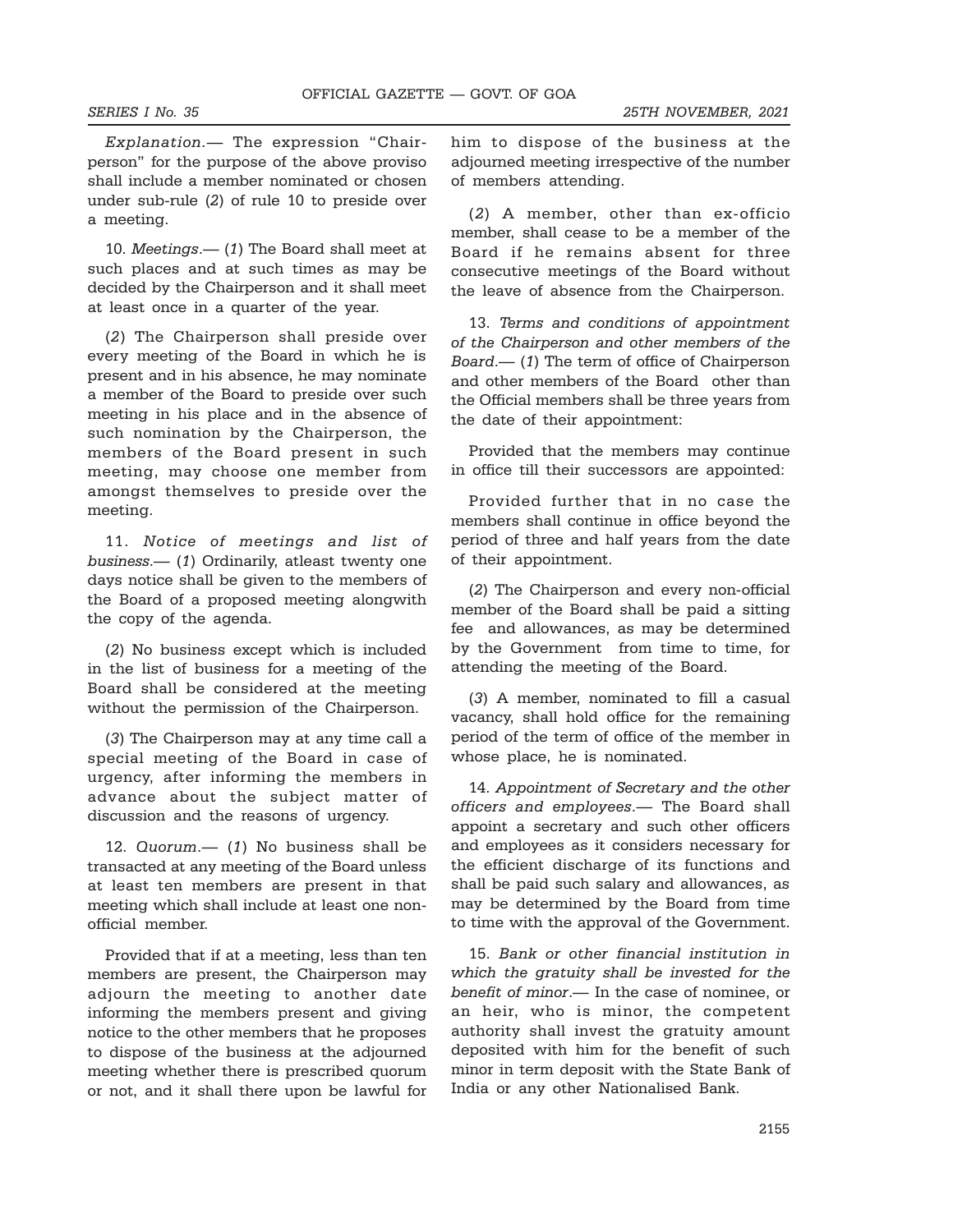*Explanation*.— The expression "Chairperson" for the purpose of the above proviso shall include a member nominated or chosen under sub-rule (*2*) of rule 10 to preside over a meeting.

10. *Meetings*.— (*1*) The Board shall meet at such places and at such times as may be decided by the Chairperson and it shall meet at least once in a quarter of the year.

(*2*) The Chairperson shall preside over every meeting of the Board in which he is present and in his absence, he may nominate a member of the Board to preside over such meeting in his place and in the absence of such nomination by the Chairperson, the members of the Board present in such meeting, may choose one member from amongst themselves to preside over the meeting.

11. *Notice of meetings and list of business*.— (*1*) Ordinarily, atleast twenty one days notice shall be given to the members of the Board of a proposed meeting alongwith the copy of the agenda.

(*2*) No business except which is included in the list of business for a meeting of the Board shall be considered at the meeting without the permission of the Chairperson.

(*3*) The Chairperson may at any time call a special meeting of the Board in case of urgency, after informing the members in advance about the subject matter of discussion and the reasons of urgency.

12. *Quorum*.— (*1*) No business shall be transacted at any meeting of the Board unless at least ten members are present in that meeting which shall include at least one non-official member.

Provided that if at a meeting, less than ten members are present, the Chairperson may adjourn the meeting to another date informing the members present and giving notice to the other members that he proposes to dispose of the business at the adjourned meeting whether there is prescribed quorum or not, and it shall there upon be lawful for him to dispose of the business at the adjourned meeting irrespective of the number of members attending.

(*2*) A member, other than ex-officio member, shall cease to be a member of the Board if he remains absent for three consecutive meetings of the Board without the leave of absence from the Chairperson.

13. *Terms and conditions of appointment of the Chairperson and other members of the Board*.— (*1*) The term of office of Chairperson and other members of the Board other than the Official members shall be three years from the date of their appointment:

Provided that the members may continue in office till their successors are appointed:

Provided further that in no case the members shall continue in office beyond the period of three and half years from the date of their appointment.

(*2*) The Chairperson and every non-official member of the Board shall be paid a sitting fee and allowances, as may be determined by the Government from time to time, for attending the meeting of the Board.

(*3*) A member, nominated to fill a casual vacancy, shall hold office for the remaining period of the term of office of the member in whose place, he is nominated.

14. *Appointment of Secretary and the other officers and employees*.— The Board shall appoint a secretary and such other officers and employees as it considers necessary for the efficient discharge of its functions and shall be paid such salary and allowances, as may be determined by the Board from time to time with the approval of the Government.

15. *Bank or other financial institution in which the gratuity shall be invested for the benefit of minor*.— In the case of nominee, or an heir, who is minor, the competent authority shall invest the gratuity amount deposited with him for the benefit of such minor in term deposit with the State Bank of India or any other Nationalised Bank.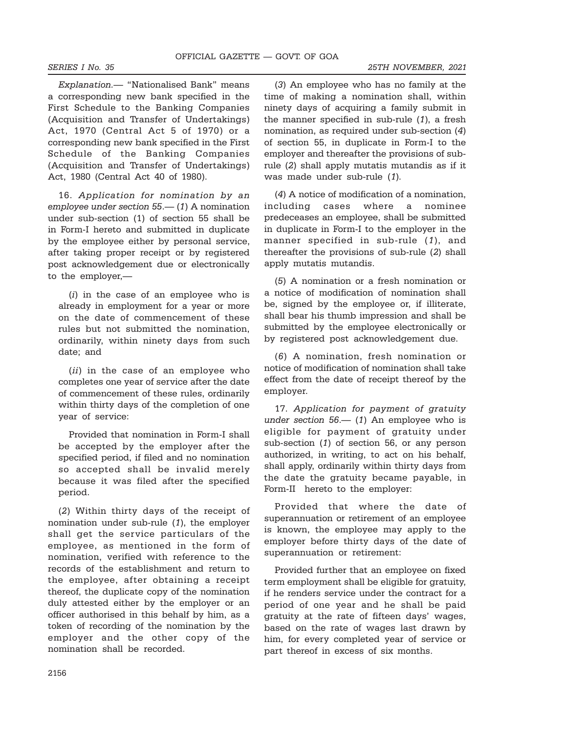*Explanation*.— "Nationalised Bank" means a corresponding new bank specified in the First Schedule to the Banking Companies (Acquisition and Transfer of Undertakings) Act, 1970 (Central Act 5 of 1970) or a corresponding new bank specified in the First Schedule of the Banking Companies (Acquisition and Transfer of Undertakings) Act, 1980 (Central Act 40 of 1980).

16. *Application for nomination by an employee under section 55*.— (*1*) A nomination under sub-section (1) of section 55 shall be in Form-I hereto and submitted in duplicate by the employee either by personal service, after taking proper receipt or by registered post acknowledgement due or electronically to the employer,—

(*i*) in the case of an employee who is already in employment for a year or more on the date of commencement of these rules but not submitted the nomination, ordinarily, within ninety days from such date; and

(*ii*) in the case of an employee who completes one year of service after the date of commencement of these rules, ordinarily within thirty days of the completion of one year of service:

Provided that nomination in Form-I shall be accepted by the employer after the specified period, if filed and no nomination so accepted shall be invalid merely because it was filed after the specified period.

(*2*) Within thirty days of the receipt of nomination under sub-rule (*1*), the employer shall get the service particulars of the employee, as mentioned in the form of nomination, verified with reference to the records of the establishment and return to the employee, after obtaining a receipt thereof, the duplicate copy of the nomination duly attested either by the employer or an officer authorised in this behalf by him, as a token of recording of the nomination by the employer and the other copy of the nomination shall be recorded.

(*3*) An employee who has no family at the time of making a nomination shall, within ninety days of acquiring a family submit in the manner specified in sub-rule (*1*), a fresh nomination, as required under sub-section (*4*) of section 55, in duplicate in Form-I to the employer and thereafter the provisions of sub-rule (*2*) shall apply mutatis mutandis as if it was made under sub-rule (*1*).

(*4*) A notice of modification of a nomination, including cases where a nominee predeceases an employee, shall be submitted in duplicate in Form-I to the employer in the manner specified in sub-rule (*1*), and thereafter the provisions of sub-rule (*2*) shall apply mutatis mutandis.

(*5*) A nomination or a fresh nomination or a notice of modification of nomination shall be, signed by the employee or, if illiterate, shall bear his thumb impression and shall be submitted by the employee electronically or by registered post acknowledgement due.

(*6*) A nomination, fresh nomination or notice of modification of nomination shall take effect from the date of receipt thereof by the employer.

17. *Application for payment of gratuity under section 56*.— (*1*) An employee who is eligible for payment of gratuity under sub-section (*1*) of section 56, or any person authorized, in writing, to act on his behalf, shall apply, ordinarily within thirty days from the date the gratuity became payable, in Form-II hereto to the employer:

Provided that where the date of superannuation or retirement of an employee is known, the employee may apply to the employer before thirty days of the date of superannuation or retirement:

Provided further that an employee on fixed term employment shall be eligible for gratuity, if he renders service under the contract for a period of one year and he shall be paid gratuity at the rate of fifteen days' wages, based on the rate of wages last drawn by him, for every completed year of service or part thereof in excess of six months.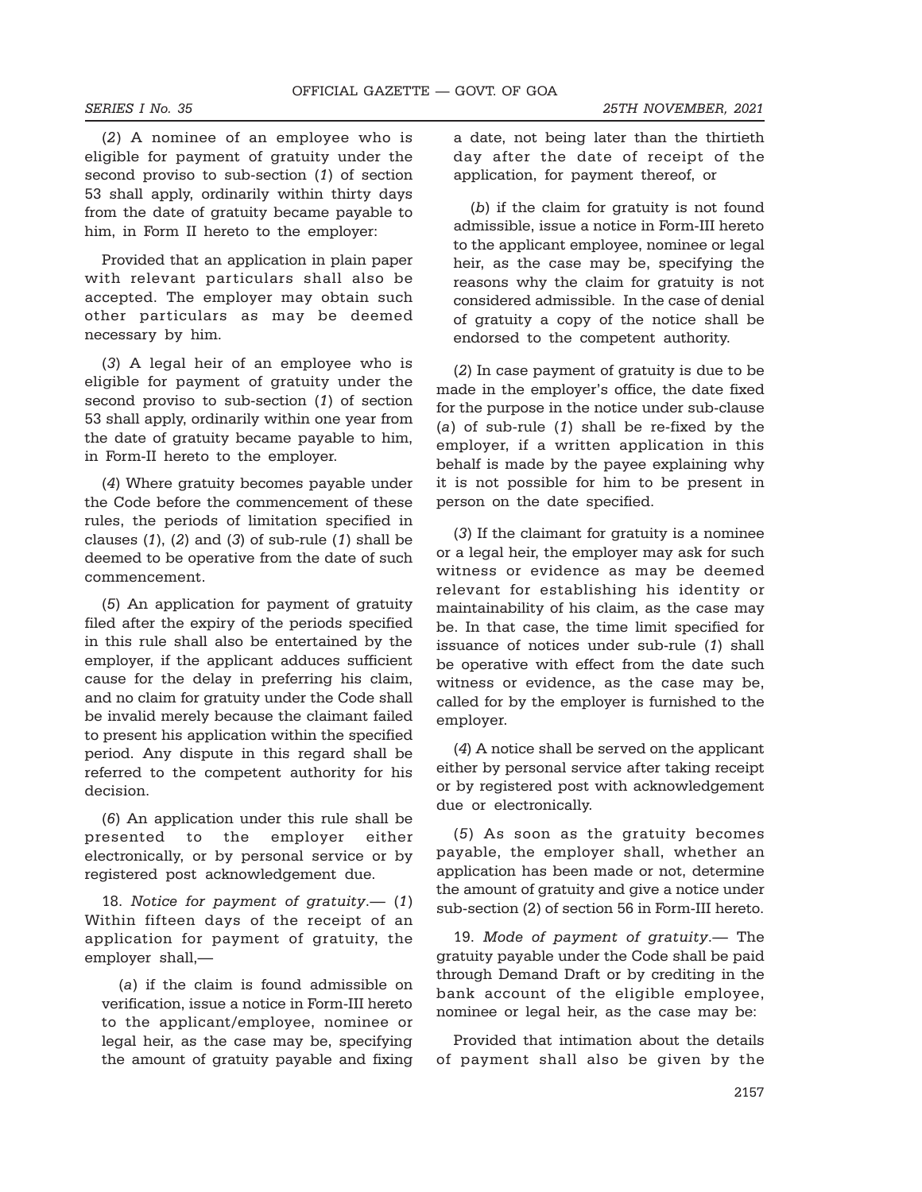(*2*) A nominee of an employee who is eligible for payment of gratuity under the second proviso to sub-section (*1*) of section 53 shall apply, ordinarily within thirty days from the date of gratuity became payable to him, in Form II hereto to the employer:

Provided that an application in plain paper with relevant particulars shall also be accepted. The employer may obtain such other particulars as may be deemed necessary by him.

(*3*) A legal heir of an employee who is eligible for payment of gratuity under the second proviso to sub-section (*1*) of section 53 shall apply, ordinarily within one year from the date of gratuity became payable to him, in Form-II hereto to the employer.

(*4*) Where gratuity becomes payable under the Code before the commencement of these rules, the periods of limitation specified in clauses (*1*), (*2*) and (*3*) of sub-rule (*1*) shall be deemed to be operative from the date of such commencement.

(*5*) An application for payment of gratuity filed after the expiry of the periods specified in this rule shall also be entertained by the employer, if the applicant adduces sufficient cause for the delay in preferring his claim, and no claim for gratuity under the Code shall be invalid merely because the claimant failed to present his application within the specified period. Any dispute in this regard shall be referred to the competent authority for his decision.

(*6*) An application under this rule shall be presented to the employer either electronically, or by personal service or by registered post acknowledgement due.

18. *Notice for payment of gratuity*.— (*1*) Within fifteen days of the receipt of an application for payment of gratuity, the employer shall,—

(*a*) if the claim is found admissible on verification, issue a notice in Form-III hereto to the applicant/employee, nominee or legal heir, as the case may be, specifying the amount of gratuity payable and fixing a date, not being later than the thirtieth day after the date of receipt of the application, for payment thereof, or

(*b*) if the claim for gratuity is not found admissible, issue a notice in Form-III hereto to the applicant employee, nominee or legal heir, as the case may be, specifying the reasons why the claim for gratuity is not considered admissible. In the case of denial of gratuity a copy of the notice shall be endorsed to the competent authority.

(*2*) In case payment of gratuity is due to be made in the employer's office, the date fixed for the purpose in the notice under sub-clause (*a*) of sub-rule (*1*) shall be re-fixed by the employer, if a written application in this behalf is made by the payee explaining why it is not possible for him to be present in person on the date specified.

(*3*) If the claimant for gratuity is a nominee or a legal heir, the employer may ask for such witness or evidence as may be deemed relevant for establishing his identity or maintainability of his claim, as the case may be. In that case, the time limit specified for issuance of notices under sub-rule (*1*) shall be operative with effect from the date such witness or evidence, as the case may be, called for by the employer is furnished to the employer.

(*4*) A notice shall be served on the applicant either by personal service after taking receipt or by registered post with acknowledgement due or electronically.

(*5*) As soon as the gratuity becomes payable, the employer shall, whether an application has been made or not, determine the amount of gratuity and give a notice under sub-section (2) of section 56 in Form-III hereto.

19. *Mode of payment of gratuity*.— The gratuity payable under the Code shall be paid through Demand Draft or by crediting in the bank account of the eligible employee, nominee or legal heir, as the case may be:

Provided that intimation about the details of payment shall also be given by the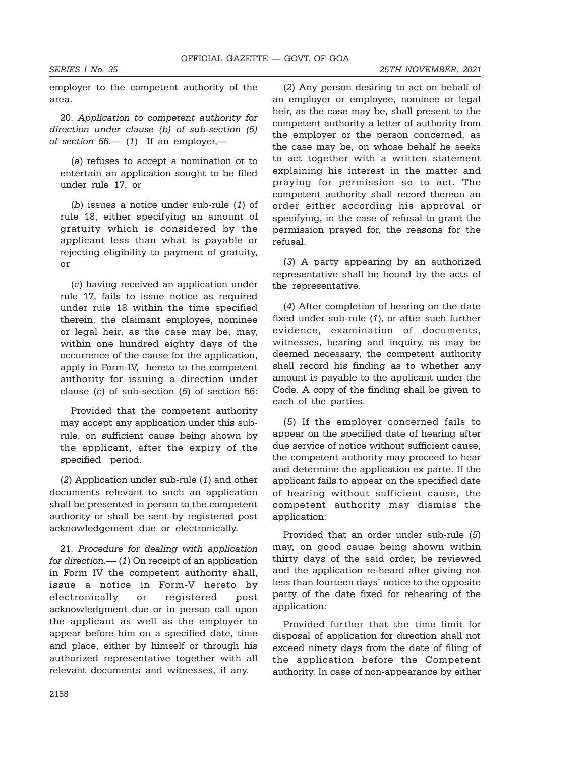employer to the competent authority of the area.

20. *Application to competent authority for direction under clause (b) of sub-section (5) of section 56*.— (*1*) If an employer,—

(*a*) refuses to accept a nomination or to entertain an application sought to be filed under rule 17, or

(*b*) issues a notice under sub-rule (*1*) of rule 18, either specifying an amount of gratuity which is considered by the applicant less than what is payable or rejecting eligibility to payment of gratuity, or

(*c*) having received an application under rule 17, fails to issue notice as required under rule 18 within the time specified therein, the claimant employee, nominee or legal heir, as the case may be, may, within one hundred eighty days of the occurrence of the cause for the application, apply in Form-IV, hereto to the competent authority for issuing a direction under clause (*c*) of sub-section (*5*) of section 56:

Provided that the competent authority may accept any application under this sub-rule, on sufficient cause being shown by the applicant, after the expiry of the specified period.

(*2*) Application under sub-rule (*1*) and other documents relevant to such an application shall be presented in person to the competent authority or shall be sent by registered post acknowledgement due or electronically.

21. *Procedure for dealing with application for direction*.— (*1*) On receipt of an application in Form IV the competent authority shall, issue a notice in Form-V hereto by electronically or registered post acknowledgment due or in person call upon the applicant as well as the employer to appear before him on a specified date, time and place, either by himself or through his authorized representative together with all relevant documents and witnesses, if any.

(*2*) Any person desiring to act on behalf of an employer or employee, nominee or legal heir, as the case may be, shall present to the competent authority a letter of authority from the employer or the person concerned, as the case may be, on whose behalf he seeks to act together with a written statement explaining his interest in the matter and praying for permission so to act. The competent authority shall record thereon an order either according his approval or specifying, in the case of refusal to grant the permission prayed for, the reasons for the refusal.

(*3*) A party appearing by an authorized representative shall be bound by the acts of the representative.

(*4*) After completion of hearing on the date fixed under sub-rule (*1*), or after such further evidence, examination of documents, witnesses, hearing and inquiry, as may be deemed necessary, the competent authority shall record his finding as to whether any amount is payable to the applicant under the Code. A copy of the finding shall be given to each of the parties.

(*5*) If the employer concerned fails to appear on the specified date of hearing after due service of notice without sufficient cause, the competent authority may proceed to hear and determine the application ex parte. If the applicant fails to appear on the specified date of hearing without sufficient cause, the competent authority may dismiss the application:

Provided that an order under sub-rule (*5*) may, on good cause being shown within thirty days of the said order, be reviewed and the application re-heard after giving not less than fourteen days' notice to the opposite party of the date fixed for rehearing of the application:

Provided further that the time limit for disposal of application for direction shall not exceed ninety days from the date of filing of the application before the Competent authority. In case of non-appearance by either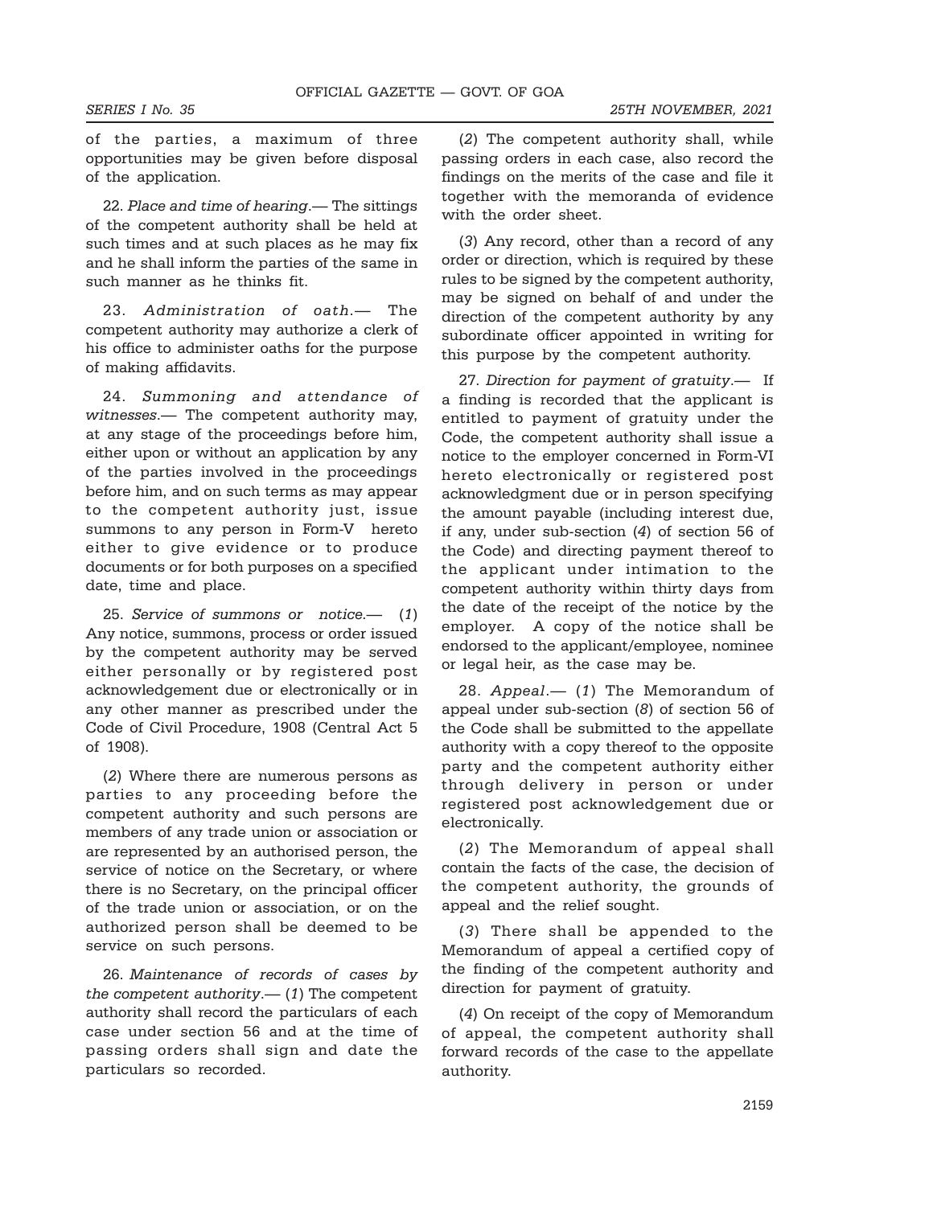of the parties, a maximum of three opportunities may be given before disposal of the application.

22. *Place and time of hearing*.— The sittings of the competent authority shall be held at such times and at such places as he may fix and he shall inform the parties of the same in such manner as he thinks fit.

23. *Administration of oath*.— The competent authority may authorize a clerk of his office to administer oaths for the purpose of making affidavits.

24. *Summoning and attendance of witnesses*.— The competent authority may, at any stage of the proceedings before him, either upon or without an application by any of the parties involved in the proceedings before him, and on such terms as may appear to the competent authority just, issue summons to any person in Form-V hereto either to give evidence or to produce documents or for both purposes on a specified date, time and place.

25. *Service of summons or notice*.— (*1*) Any notice, summons, process or order issued by the competent authority may be served either personally or by registered post acknowledgement due or electronically or in any other manner as prescribed under the Code of Civil Procedure, 1908 (Central Act 5 of 1908).

(*2*) Where there are numerous persons as parties to any proceeding before the competent authority and such persons are members of any trade union or association or are represented by an authorised person, the service of notice on the Secretary, or where there is no Secretary, on the principal officer of the trade union or association, or on the authorized person shall be deemed to be service on such persons.

26. *Maintenance of records of cases by the competent authority*.— (*1*) The competent authority shall record the particulars of each case under section 56 and at the time of passing orders shall sign and date the particulars so recorded.

(*2*) The competent authority shall, while passing orders in each case, also record the findings on the merits of the case and file it together with the memoranda of evidence with the order sheet.

(*3*) Any record, other than a record of any order or direction, which is required by these rules to be signed by the competent authority, may be signed on behalf of and under the direction of the competent authority by any subordinate officer appointed in writing for this purpose by the competent authority.

27. *Direction for payment of gratuity*.— If a finding is recorded that the applicant is entitled to payment of gratuity under the Code, the competent authority shall issue a notice to the employer concerned in Form-VI hereto electronically or registered post acknowledgment due or in person specifying the amount payable (including interest due, if any, under sub-section (*4*) of section 56 of the Code) and directing payment thereof to the applicant under intimation to the competent authority within thirty days from the date of the receipt of the notice by the employer. A copy of the notice shall be endorsed to the applicant/employee, nominee or legal heir, as the case may be.

28. *Appeal*.— (*1*) The Memorandum of appeal under sub-section (*8*) of section 56 of the Code shall be submitted to the appellate authority with a copy thereof to the opposite party and the competent authority either through delivery in person or under registered post acknowledgement due or electronically.

(*2*) The Memorandum of appeal shall contain the facts of the case, the decision of the competent authority, the grounds of appeal and the relief sought.

(*3*) There shall be appended to the Memorandum of appeal a certified copy of the finding of the competent authority and direction for payment of gratuity.

(*4*) On receipt of the copy of Memorandum of appeal, the competent authority shall forward records of the case to the appellate authority.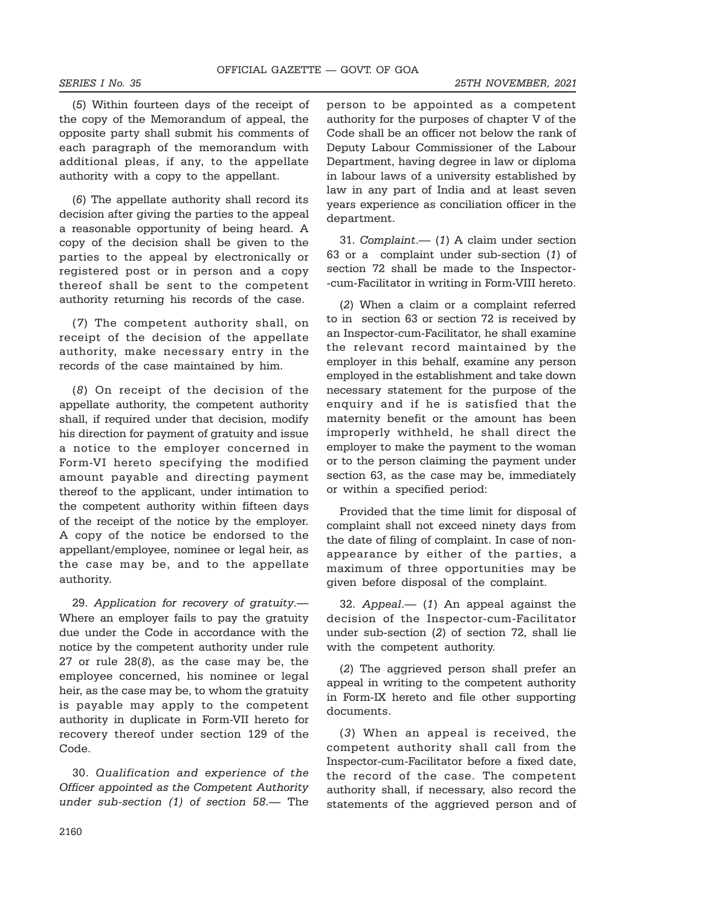(*5*) Within fourteen days of the receipt of the copy of the Memorandum of appeal, the opposite party shall submit his comments of each paragraph of the memorandum with additional pleas, if any, to the appellate authority with a copy to the appellant.

(*6*) The appellate authority shall record its decision after giving the parties to the appeal a reasonable opportunity of being heard. A copy of the decision shall be given to the parties to the appeal by electronically or registered post or in person and a copy thereof shall be sent to the competent authority returning his records of the case.

(*7*) The competent authority shall, on receipt of the decision of the appellate authority, make necessary entry in the records of the case maintained by him.

(*8*) On receipt of the decision of the appellate authority, the competent authority shall, if required under that decision, modify his direction for payment of gratuity and issue a notice to the employer concerned in Form-VI hereto specifying the modified amount payable and directing payment thereof to the applicant, under intimation to the competent authority within fifteen days of the receipt of the notice by the employer. A copy of the notice be endorsed to the appellant/employee, nominee or legal heir, as the case may be, and to the appellate authority.

29. *Application for recovery of gratuity*.— Where an employer fails to pay the gratuity due under the Code in accordance with the notice by the competent authority under rule 27 or rule 28(*8*), as the case may be, the employee concerned, his nominee or legal heir, as the case may be, to whom the gratuity is payable may apply to the competent authority in duplicate in Form-VII hereto for recovery thereof under section 129 of the Code.

30. *Qualification and experience of the Officer appointed as the Competent Authority under sub-section (1) of section 58*.— The person to be appointed as a competent authority for the purposes of chapter V of the Code shall be an officer not below the rank of Deputy Labour Commissioner of the Labour Department, having degree in law or diploma in labour laws of a university established by law in any part of India and at least seven years experience as conciliation officer in the department.

31. *Complaint*.— (*1*) A claim under section 63 or a complaint under sub-section (*1*) of section 72 shall be made to the Inspector-cum-Facilitator in writing in Form-VIII hereto.

(*2*) When a claim or a complaint referred to in section 63 or section 72 is received by an Inspector-cum-Facilitator, he shall examine the relevant record maintained by the employer in this behalf, examine any person employed in the establishment and take down necessary statement for the purpose of the enquiry and if he is satisfied that the maternity benefit or the amount has been improperly withheld, he shall direct the employer to make the payment to the woman or to the person claiming the payment under section 63, as the case may be, immediately or within a specified period:

Provided that the time limit for disposal of complaint shall not exceed ninety days from the date of filing of complaint. In case of non-appearance by either of the parties, a maximum of three opportunities may be given before disposal of the complaint.

32. *Appeal*.— (*1*) An appeal against the decision of the Inspector-cum-Facilitator under sub-section (*2*) of section 72, shall lie with the competent authority.

(*2*) The aggrieved person shall prefer an appeal in writing to the competent authority in Form-IX hereto and file other supporting documents.

(*3*) When an appeal is received, the competent authority shall call from the Inspector-cum-Facilitator before a fixed date, the record of the case. The competent authority shall, if necessary, also record the statements of the aggrieved person and of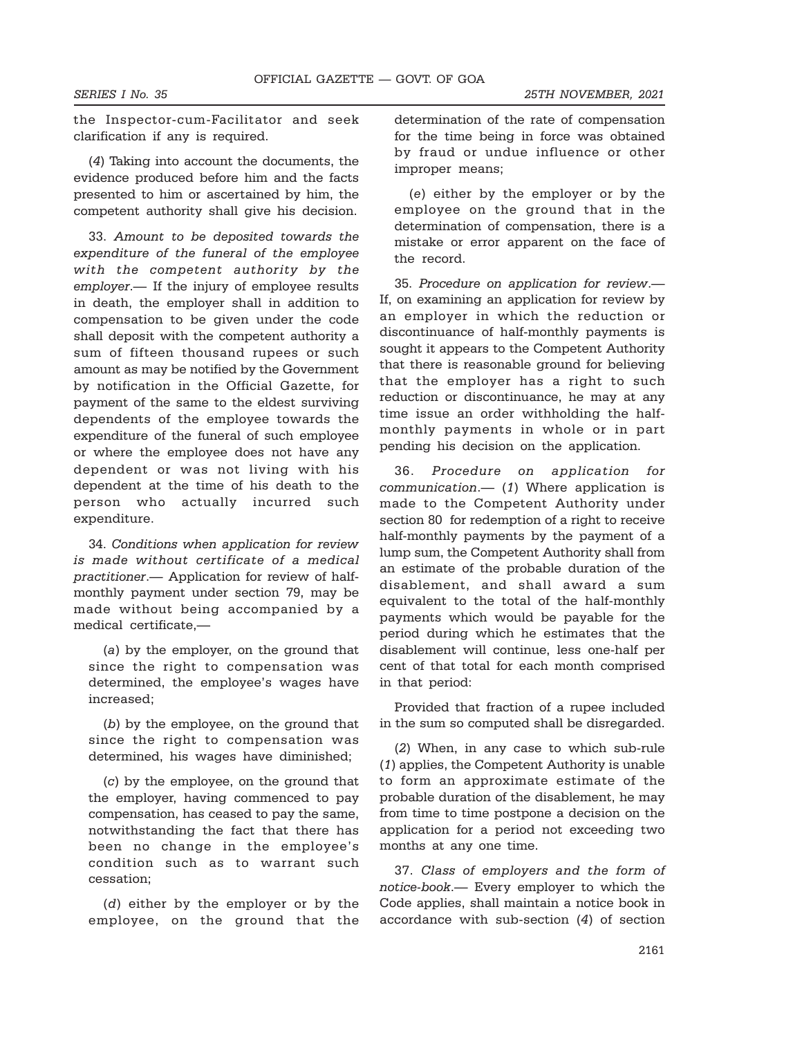the Inspector-cum-Facilitator and seek clarification if any is required.

(*4*) Taking into account the documents, the evidence produced before him and the facts presented to him or ascertained by him, the competent authority shall give his decision.

33. *Amount to be deposited towards the expenditure of the funeral of the employee with the competent authority by the employer*.— If the injury of employee results in death, the employer shall in addition to compensation to be given under the code shall deposit with the competent authority a sum of fifteen thousand rupees or such amount as may be notified by the Government by notification in the Official Gazette, for payment of the same to the eldest surviving dependents of the employee towards the expenditure of the funeral of such employee or where the employee does not have any dependent or was not living with his dependent at the time of his death to the person who actually incurred such expenditure.

34. *Conditions when application for review is made without certificate of a medical practitioner*.— Application for review of half-monthly payment under section 79, may be made without being accompanied by a medical certificate,—

(*a*) by the employer, on the ground that since the right to compensation was determined, the employee's wages have increased;

(*b*) by the employee, on the ground that since the right to compensation was determined, his wages have diminished;

(*c*) by the employee, on the ground that the employer, having commenced to pay compensation, has ceased to pay the same, notwithstanding the fact that there has been no change in the employee's condition such as to warrant such cessation;

(*d*) either by the employer or by the employee, on the ground that the determination of the rate of compensation for the time being in force was obtained by fraud or undue influence or other improper means;

(*e*) either by the employer or by the employee on the ground that in the determination of compensation, there is a mistake or error apparent on the face of the record.

35. *Procedure on application for review*.— If, on examining an application for review by an employer in which the reduction or discontinuance of half-monthly payments is sought it appears to the Competent Authority that there is reasonable ground for believing that the employer has a right to such reduction or discontinuance, he may at any time issue an order withholding the half-monthly payments in whole or in part pending his decision on the application.

36. *Procedure on application for communication*.— (*1*) Where application is made to the Competent Authority under section 80 for redemption of a right to receive half-monthly payments by the payment of a lump sum, the Competent Authority shall from an estimate of the probable duration of the disablement, and shall award a sum equivalent to the total of the half-monthly payments which would be payable for the period during which he estimates that the disablement will continue, less one-half per cent of that total for each month comprised in that period:

Provided that fraction of a rupee included in the sum so computed shall be disregarded.

(*2*) When, in any case to which sub-rule (*1*) applies, the Competent Authority is unable to form an approximate estimate of the probable duration of the disablement, he may from time to time postpone a decision on the application for a period not exceeding two months at any one time.

37. *Class of employers and the form of notice-book*.— Every employer to which the Code applies, shall maintain a notice book in accordance with sub-section (*4*) of section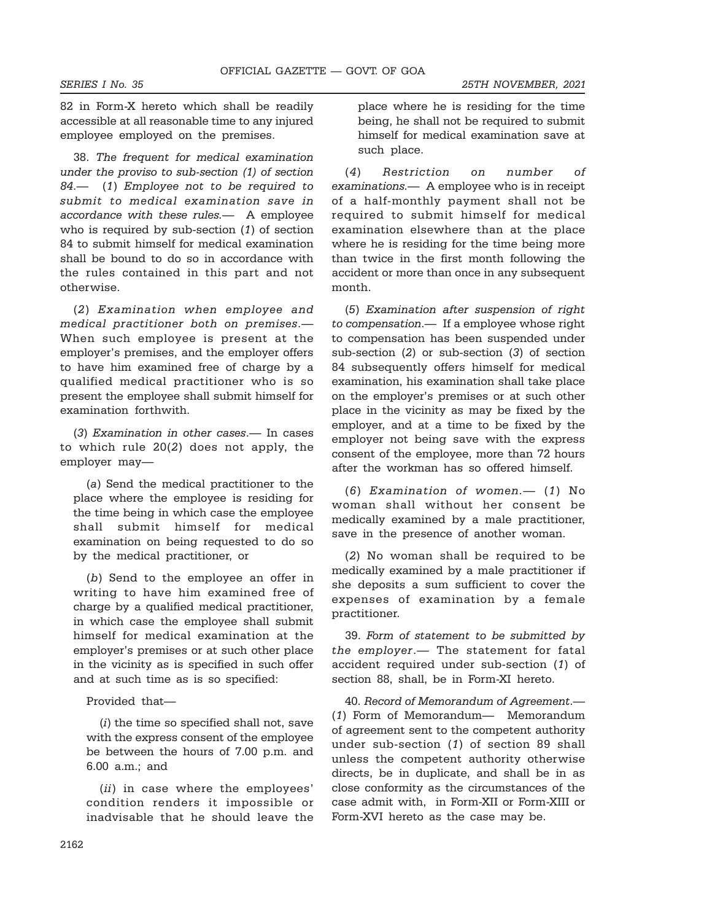82 in Form-X hereto which shall be readily accessible at all reasonable time to any injured employee employed on the premises.

38. *The frequent for medical examination under the proviso to sub-section (1) of section 84.*— (*1*) *Employee not to be required to submit to medical examination save in accordance with these rules.*— A employee who is required by sub-section (*1*) of section 84 to submit himself for medical examination shall be bound to do so in accordance with the rules contained in this part and not otherwise.

(*2*) *Examination when employee and medical practitioner both on premises*.— When such employee is present at the employer's premises, and the employer offers to have him examined free of charge by a qualified medical practitioner who is so present the employee shall submit himself for examination forthwith.

(*3*) *Examination in other cases*.— In cases to which rule 20(*2*) does not apply, the employer may—

(*a*) Send the medical practitioner to the place where the employee is residing for the time being in which case the employee shall submit himself for medical examination on being requested to do so by the medical practitioner, or

(*b*) Send to the employee an offer in writing to have him examined free of charge by a qualified medical practitioner, in which case the employee shall submit himself for medical examination at the employer's premises or at such other place in the vicinity as is specified in such offer and at such time as is so specified:

Provided that—

(*i*) the time so specified shall not, save with the express consent of the employee be between the hours of 7.00 p.m. and 6.00 a.m.; and

(*ii*) in case where the employees' condition renders it impossible or inadvisable that he should leave the place where he is residing for the time being, he shall not be required to submit himself for medical examination save at such place.

(*4*) *Restriction on number of examinations.*— A employee who is in receipt of a half-monthly payment shall not be required to submit himself for medical examination elsewhere than at the place where he is residing for the time being more than twice in the first month following the accident or more than once in any subsequent month.

(*5*) *Examination after suspension of right to compensation.*— If a employee whose right to compensation has been suspended under sub-section (*2*) or sub-section (*3*) of section 84 subsequently offers himself for medical examination, his examination shall take place on the employer's premises or at such other place in the vicinity as may be fixed by the employer, and at a time to be fixed by the employer not being save with the express consent of the employee, more than 72 hours after the workman has so offered himself.

(*6*) *Examination of women.*— (*1*) No woman shall without her consent be medically examined by a male practitioner, save in the presence of another woman.

(*2*) No woman shall be required to be medically examined by a male practitioner if she deposits a sum sufficient to cover the expenses of examination by a female practitioner.

39. *Form of statement to be submitted by the employer*.— The statement for fatal accident required under sub-section (*1*) of section 88, shall, be in Form-XI hereto.

40. *Record of Memorandum of Agreement*.— (*1*) Form of Memorandum— Memorandum of agreement sent to the competent authority under sub-section (*1*) of section 89 shall unless the competent authority otherwise directs, be in duplicate, and shall be in as close conformity as the circumstances of the case admit with, in Form-XII or Form-XIII or Form-XVI hereto as the case may be.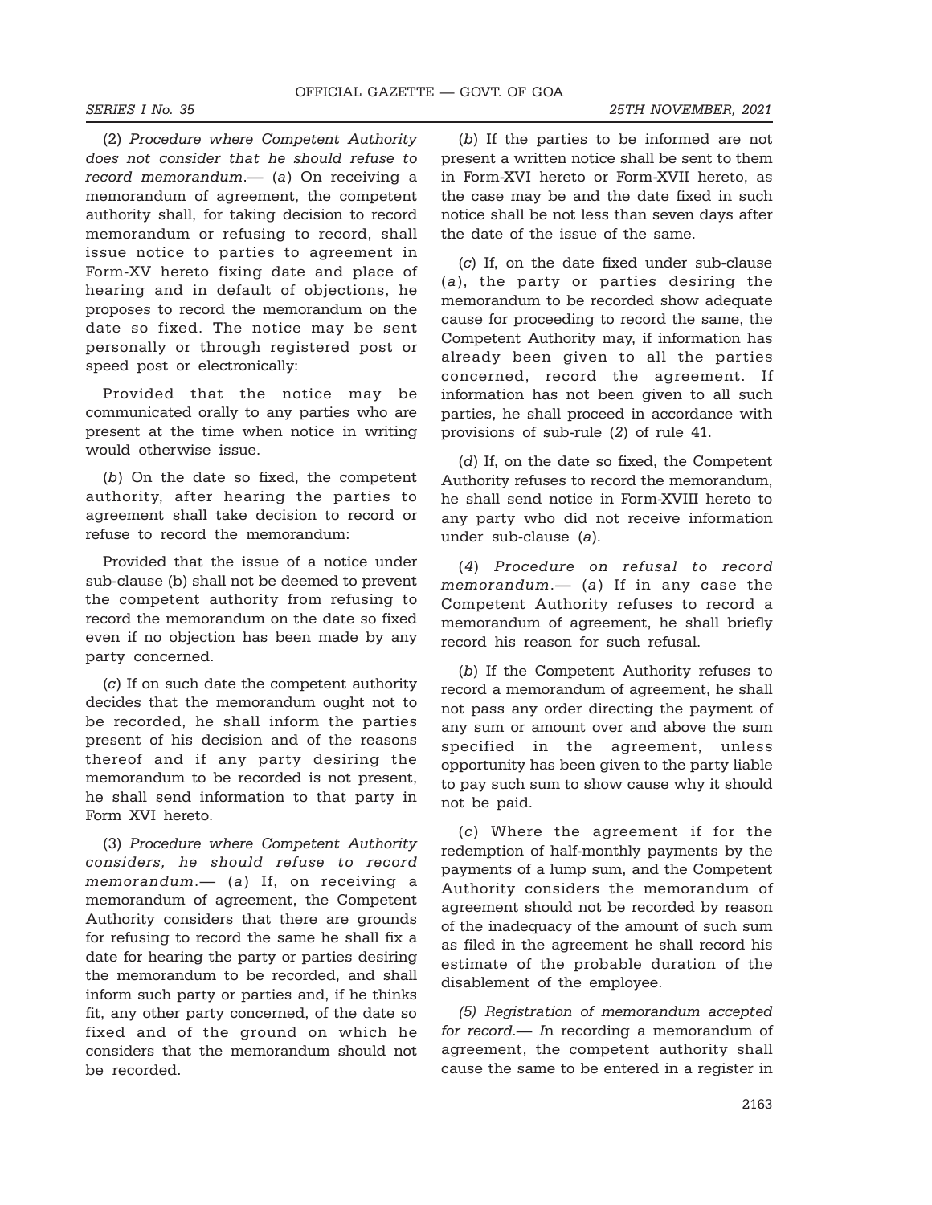(2) *Procedure where Competent Authority does not consider that he should refuse to record memorandum*.— (*a*) On receiving a memorandum of agreement, the competent authority shall, for taking decision to record memorandum or refusing to record, shall issue notice to parties to agreement in Form-XV hereto fixing date and place of hearing and in default of objections, he proposes to record the memorandum on the date so fixed. The notice may be sent personally or through registered post or speed post or electronically:

Provided that the notice may be communicated orally to any parties who are present at the time when notice in writing would otherwise issue.

(*b*) On the date so fixed, the competent authority, after hearing the parties to agreement shall take decision to record or refuse to record the memorandum:

Provided that the issue of a notice under sub-clause (b) shall not be deemed to prevent the competent authority from refusing to record the memorandum on the date so fixed even if no objection has been made by any party concerned.

(*c*) If on such date the competent authority decides that the memorandum ought not to be recorded, he shall inform the parties present of his decision and of the reasons thereof and if any party desiring the memorandum to be recorded is not present, he shall send information to that party in Form XVI hereto.

(3) *Procedure where Competent Authority considers, he should refuse to record memorandum*.— (*a*) If, on receiving a memorandum of agreement, the Competent Authority considers that there are grounds for refusing to record the same he shall fix a date for hearing the party or parties desiring the memorandum to be recorded, and shall inform such party or parties and, if he thinks fit, any other party concerned, of the date so fixed and of the ground on which he considers that the memorandum should not be recorded.

(*b*) If the parties to be informed are not present a written notice shall be sent to them in Form-XVI hereto or Form-XVII hereto, as the case may be and the date fixed in such notice shall be not less than seven days after the date of the issue of the same.

(*c*) If, on the date fixed under sub-clause (*a*), the party or parties desiring the memorandum to be recorded show adequate cause for proceeding to record the same, the Competent Authority may, if information has already been given to all the parties concerned, record the agreement. If information has not been given to all such parties, he shall proceed in accordance with provisions of sub-rule (*2*) of rule 41.

(*d*) If, on the date so fixed, the Competent Authority refuses to record the memorandum, he shall send notice in Form-XVIII hereto to any party who did not receive information under sub-clause (*a*).

(*4*) *Procedure on refusal to record memorandum*.— (*a*) If in any case the Competent Authority refuses to record a memorandum of agreement, he shall briefly record his reason for such refusal.

(*b*) If the Competent Authority refuses to record a memorandum of agreement, he shall not pass any order directing the payment of any sum or amount over and above the sum specified in the agreement, unless opportunity has been given to the party liable to pay such sum to show cause why it should not be paid.

(*c*) Where the agreement if for the redemption of half-monthly payments by the payments of a lump sum, and the Competent Authority considers the memorandum of agreement should not be recorded by reason of the inadequacy of the amount of such sum as filed in the agreement he shall record his estimate of the probable duration of the disablement of the employee.

*(5) Registration of memorandum accepted for record.— I*n recording a memorandum of agreement, the competent authority shall cause the same to be entered in a register in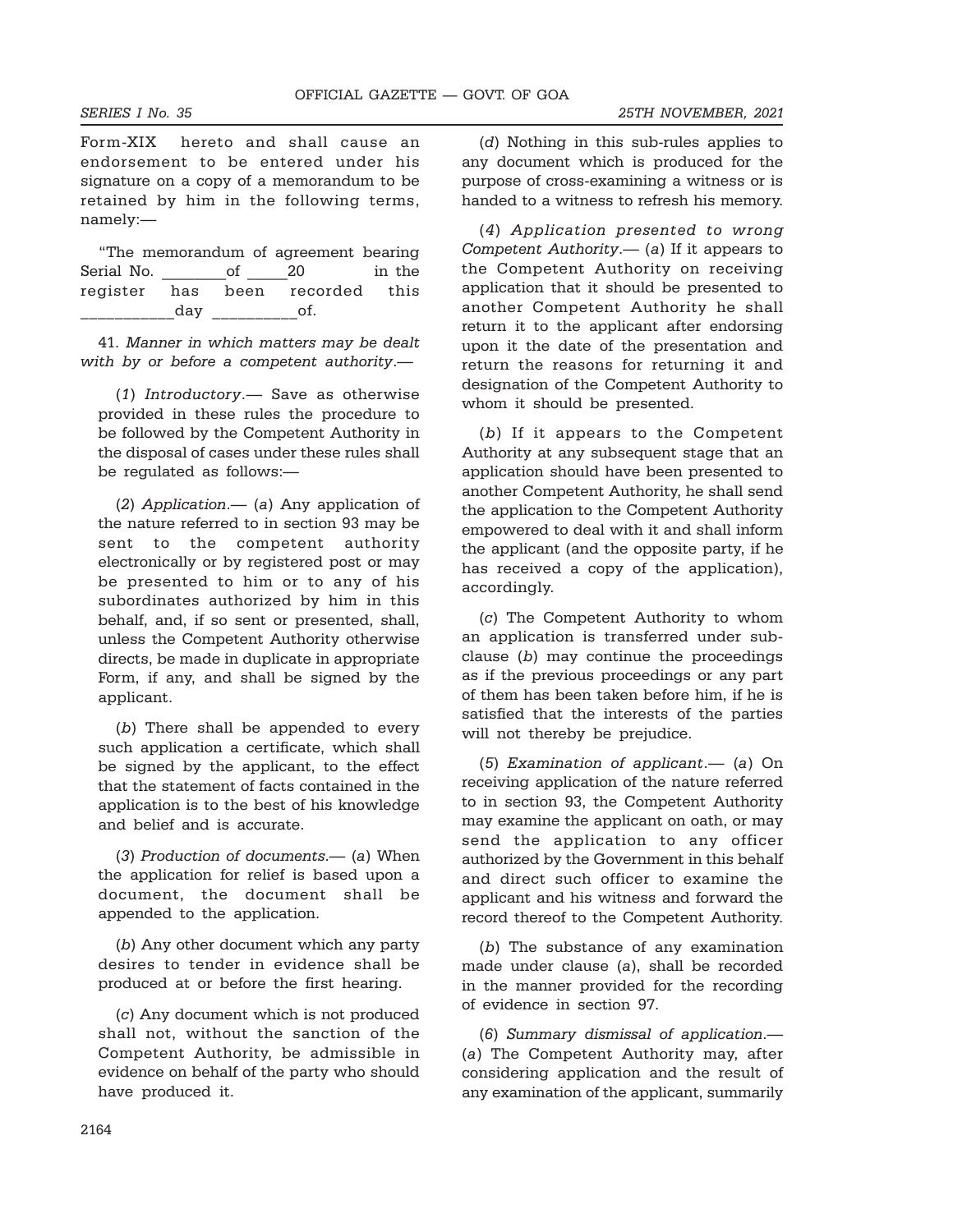Form-XIX hereto and shall cause an endorsement to be entered under his signature on a copy of a memorandum to be retained by him in the following terms, namely:—

"The memorandum of agreement bearing Serial No. ________of _____20 in the register has been recorded this ___________day __________of.

41. *Manner in which matters may be dealt with by or before a competent authority*.—

(*1*) *Introductory*.— Save as otherwise provided in these rules the procedure to be followed by the Competent Authority in the disposal of cases under these rules shall be regulated as follows:—

(*2*) *Application*.— (*a*) Any application of the nature referred to in section 93 may be sent to the competent authority electronically or by registered post or may be presented to him or to any of his subordinates authorized by him in this behalf, and, if so sent or presented, shall, unless the Competent Authority otherwise directs, be made in duplicate in appropriate Form, if any, and shall be signed by the applicant.

(*b*) There shall be appended to every such application a certificate, which shall be signed by the applicant, to the effect that the statement of facts contained in the application is to the best of his knowledge and belief and is accurate.

(*3*) *Production of documents*.— (*a*) When the application for relief is based upon a document, the document shall be appended to the application.

(*b*) Any other document which any party desires to tender in evidence shall be produced at or before the first hearing.

(*c*) Any document which is not produced shall not, without the sanction of the Competent Authority, be admissible in evidence on behalf of the party who should have produced it.

(*d*) Nothing in this sub-rules applies to any document which is produced for the purpose of cross-examining a witness or is handed to a witness to refresh his memory.

(*4*) *Application presented to wrong Competent Authority*.— (*a*) If it appears to the Competent Authority on receiving application that it should be presented to another Competent Authority he shall return it to the applicant after endorsing upon it the date of the presentation and return the reasons for returning it and designation of the Competent Authority to whom it should be presented.

(*b*) If it appears to the Competent Authority at any subsequent stage that an application should have been presented to another Competent Authority, he shall send the application to the Competent Authority empowered to deal with it and shall inform the applicant (and the opposite party, if he has received a copy of the application), accordingly.

(*c*) The Competent Authority to whom an application is transferred under sub-clause (*b*) may continue the proceedings as if the previous proceedings or any part of them has been taken before him, if he is satisfied that the interests of the parties will not thereby be prejudice.

(*5*) *Examination of applicant*.— (*a*) On receiving application of the nature referred to in section 93, the Competent Authority may examine the applicant on oath, or may send the application to any officer authorized by the Government in this behalf and direct such officer to examine the applicant and his witness and forward the record thereof to the Competent Authority.

(*b*) The substance of any examination made under clause (*a*), shall be recorded in the manner provided for the recording of evidence in section 97.

(*6*) *Summary dismissal of application*.— (*a*) The Competent Authority may, after considering application and the result of any examination of the applicant, summarily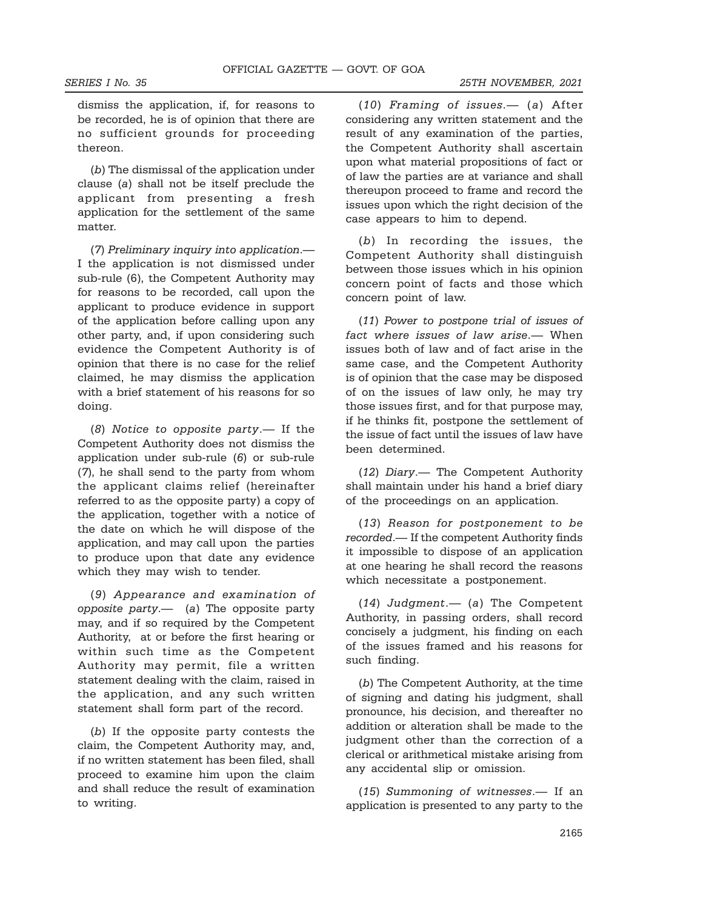dismiss the application, if, for reasons to be recorded, he is of opinion that there are no sufficient grounds for proceeding thereon.

(*b*) The dismissal of the application under clause (*a*) shall not be itself preclude the applicant from presenting a fresh application for the settlement of the same matter.

(*7*) *Preliminary inquiry into application*.— I the application is not dismissed under sub-rule (6), the Competent Authority may for reasons to be recorded, call upon the applicant to produce evidence in support of the application before calling upon any other party, and, if upon considering such evidence the Competent Authority is of opinion that there is no case for the relief claimed, he may dismiss the application with a brief statement of his reasons for so doing.

(*8*) *Notice to opposite party*.— If the Competent Authority does not dismiss the application under sub-rule (*6*) or sub-rule (*7*), he shall send to the party from whom the applicant claims relief (hereinafter referred to as the opposite party) a copy of the application, together with a notice of the date on which he will dispose of the application, and may call upon the parties to produce upon that date any evidence which they may wish to tender.

(*9*) *Appearance and examination of opposite party*.— (*a*) The opposite party may, and if so required by the Competent Authority, at or before the first hearing or within such time as the Competent Authority may permit, file a written statement dealing with the claim, raised in the application, and any such written statement shall form part of the record.

(*b*) If the opposite party contests the claim, the Competent Authority may, and, if no written statement has been filed, shall proceed to examine him upon the claim and shall reduce the result of examination to writing.

(*10*) *Framing of issues*.— (*a*) After considering any written statement and the result of any examination of the parties, the Competent Authority shall ascertain upon what material propositions of fact or of law the parties are at variance and shall thereupon proceed to frame and record the issues upon which the right decision of the case appears to him to depend.

(*b*) In recording the issues, the Competent Authority shall distinguish between those issues which in his opinion concern point of facts and those which concern point of law.

(*11*) *Power to postpone trial of issues of fact where issues of law arise*.— When issues both of law and of fact arise in the same case, and the Competent Authority is of opinion that the case may be disposed of on the issues of law only, he may try those issues first, and for that purpose may, if he thinks fit, postpone the settlement of the issue of fact until the issues of law have been determined.

(*12*) *Diary*.— The Competent Authority shall maintain under his hand a brief diary of the proceedings on an application.

(*13*) *Reason for postponement to be recorded*.— If the competent Authority finds it impossible to dispose of an application at one hearing he shall record the reasons which necessitate a postponement.

(*14*) *Judgment*.— (*a*) The Competent Authority, in passing orders, shall record concisely a judgment, his finding on each of the issues framed and his reasons for such finding.

(*b*) The Competent Authority, at the time of signing and dating his judgment, shall pronounce, his decision, and thereafter no addition or alteration shall be made to the judgment other than the correction of a clerical or arithmetical mistake arising from any accidental slip or omission.

(*15*) *Summoning of witnesses*.— If an application is presented to any party to the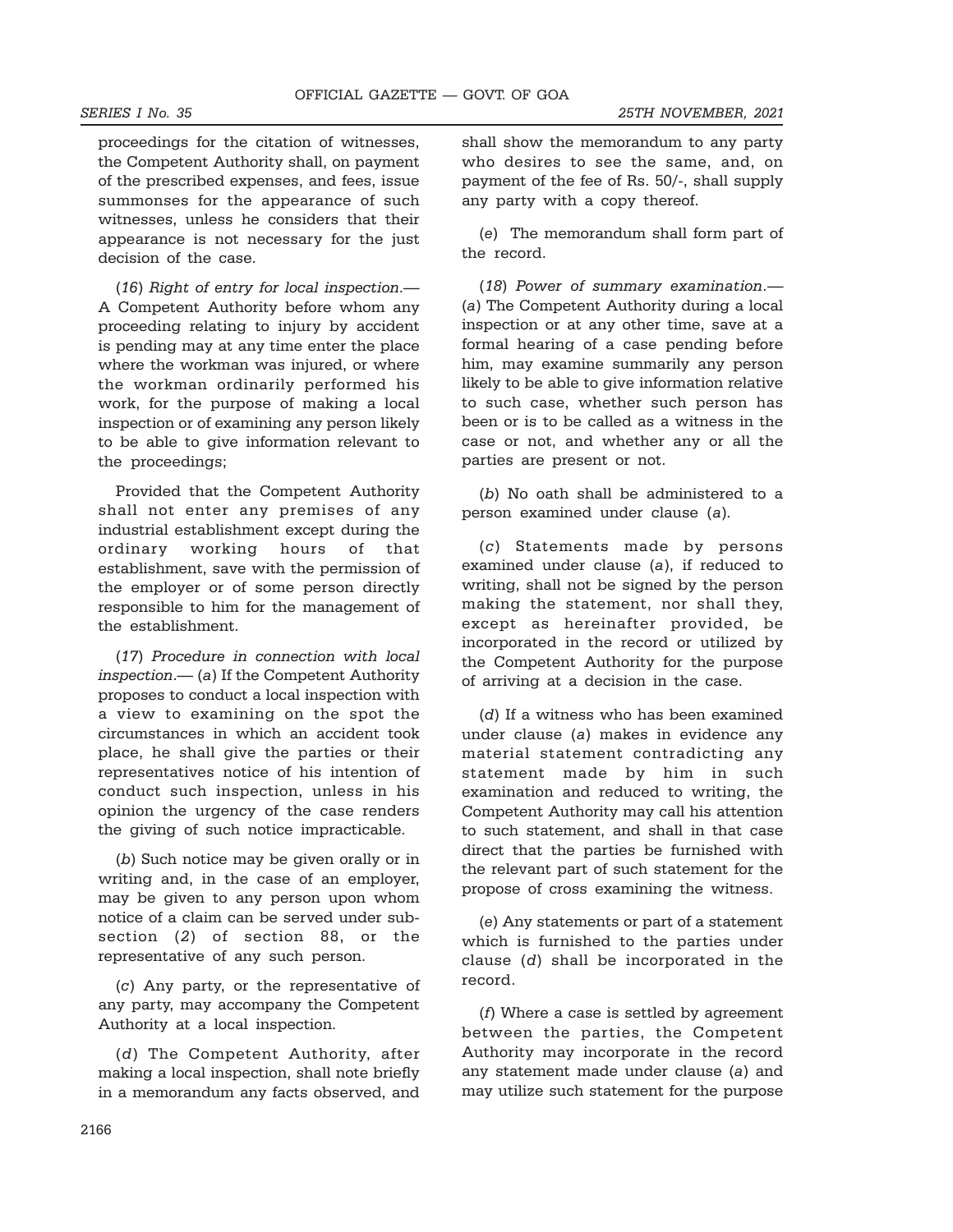proceedings for the citation of witnesses, the Competent Authority shall, on payment of the prescribed expenses, and fees, issue summonses for the appearance of such witnesses, unless he considers that their appearance is not necessary for the just decision of the case.

(*16*) *Right of entry for local inspection.*— A Competent Authority before whom any proceeding relating to injury by accident is pending may at any time enter the place where the workman was injured, or where the workman ordinarily performed his work, for the purpose of making a local inspection or of examining any person likely to be able to give information relevant to the proceedings;

Provided that the Competent Authority shall not enter any premises of any industrial establishment except during the ordinary working hours of that establishment, save with the permission of the employer or of some person directly responsible to him for the management of the establishment.

(*17*) *Procedure in connection with local inspection.*— (*a*) If the Competent Authority proposes to conduct a local inspection with a view to examining on the spot the circumstances in which an accident took place, he shall give the parties or their representatives notice of his intention of conduct such inspection, unless in his opinion the urgency of the case renders the giving of such notice impracticable.

(*b*) Such notice may be given orally or in writing and, in the case of an employer, may be given to any person upon whom notice of a claim can be served under sub-section (*2*) of section 88, or the representative of any such person.

(*c*) Any party, or the representative of any party, may accompany the Competent Authority at a local inspection.

(*d*) The Competent Authority, after making a local inspection, shall note briefly in a memorandum any facts observed, and shall show the memorandum to any party who desires to see the same, and, on payment of the fee of Rs. 50/-, shall supply any party with a copy thereof.

(*e*) The memorandum shall form part of the record.

(*18*) *Power of summary examination.*— (*a*) The Competent Authority during a local inspection or at any other time, save at a formal hearing of a case pending before him, may examine summarily any person likely to be able to give information relative to such case, whether such person has been or is to be called as a witness in the case or not, and whether any or all the parties are present or not.

(*b*) No oath shall be administered to a person examined under clause (*a*).

(*c*) Statements made by persons examined under clause (*a*), if reduced to writing, shall not be signed by the person making the statement, nor shall they, except as hereinafter provided, be incorporated in the record or utilized by the Competent Authority for the purpose of arriving at a decision in the case.

(*d*) If a witness who has been examined under clause (*a*) makes in evidence any material statement contradicting any statement made by him in such examination and reduced to writing, the Competent Authority may call his attention to such statement, and shall in that case direct that the parties be furnished with the relevant part of such statement for the propose of cross examining the witness.

(*e*) Any statements or part of a statement which is furnished to the parties under clause (*d*) shall be incorporated in the record.

(*f*) Where a case is settled by agreement between the parties, the Competent Authority may incorporate in the record any statement made under clause (*a*) and may utilize such statement for the purpose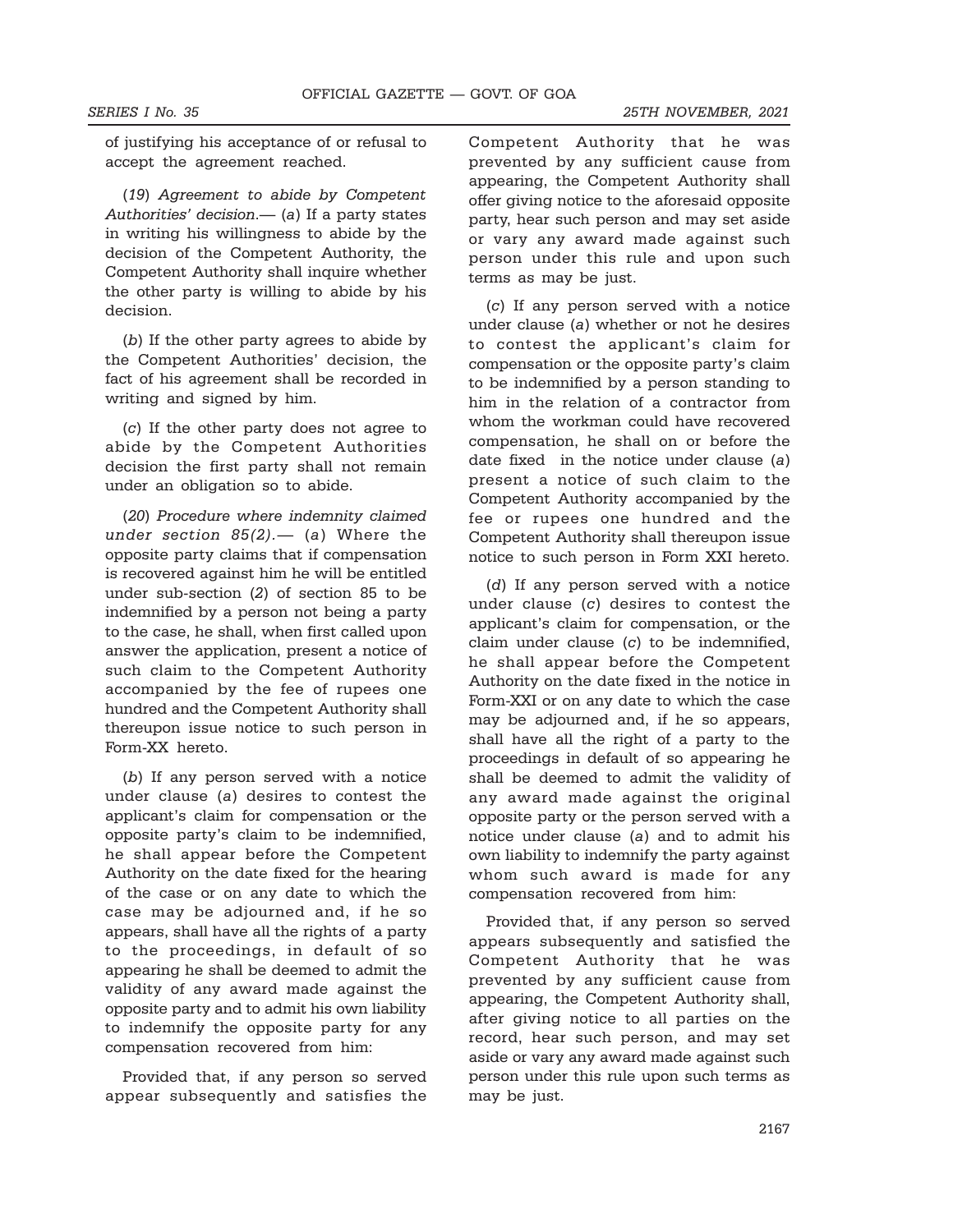of justifying his acceptance of or refusal to accept the agreement reached.

(*19*) *Agreement to abide by Competent Authorities' decision*.— (*a*) If a party states in writing his willingness to abide by the decision of the Competent Authority, the Competent Authority shall inquire whether the other party is willing to abide by his decision.

(*b*) If the other party agrees to abide by the Competent Authorities' decision, the fact of his agreement shall be recorded in writing and signed by him.

(*c*) If the other party does not agree to abide by the Competent Authorities decision the first party shall not remain under an obligation so to abide.

(*20*) *Procedure where indemnity claimed under section 85(2)*.— (*a*) Where the opposite party claims that if compensation is recovered against him he will be entitled under sub-section (*2*) of section 85 to be indemnified by a person not being a party to the case, he shall, when first called upon answer the application, present a notice of such claim to the Competent Authority accompanied by the fee of rupees one hundred and the Competent Authority shall thereupon issue notice to such person in Form-XX hereto.

(*b*) If any person served with a notice under clause (*a*) desires to contest the applicant's claim for compensation or the opposite party's claim to be indemnified, he shall appear before the Competent Authority on the date fixed for the hearing of the case or on any date to which the case may be adjourned and, if he so appears, shall have all the rights of a party to the proceedings, in default of so appearing he shall be deemed to admit the validity of any award made against the opposite party and to admit his own liability to indemnify the opposite party for any compensation recovered from him:

Provided that, if any person so served appear subsequently and satisfies the Competent Authority that he was prevented by any sufficient cause from appearing, the Competent Authority shall offer giving notice to the aforesaid opposite party, hear such person and may set aside or vary any award made against such person under this rule and upon such terms as may be just.

(*c*) If any person served with a notice under clause (*a*) whether or not he desires to contest the applicant's claim for compensation or the opposite party's claim to be indemnified by a person standing to him in the relation of a contractor from whom the workman could have recovered compensation, he shall on or before the date fixed in the notice under clause (*a*) present a notice of such claim to the Competent Authority accompanied by the fee or rupees one hundred and the Competent Authority shall thereupon issue notice to such person in Form XXI hereto.

(*d*) If any person served with a notice under clause (*c*) desires to contest the applicant's claim for compensation, or the claim under clause (*c*) to be indemnified, he shall appear before the Competent Authority on the date fixed in the notice in Form-XXI or on any date to which the case may be adjourned and, if he so appears, shall have all the right of a party to the proceedings in default of so appearing he shall be deemed to admit the validity of any award made against the original opposite party or the person served with a notice under clause (*a*) and to admit his own liability to indemnify the party against whom such award is made for any compensation recovered from him:

Provided that, if any person so served appears subsequently and satisfied the Competent Authority that he was prevented by any sufficient cause from appearing, the Competent Authority shall, after giving notice to all parties on the record, hear such person, and may set aside or vary any award made against such person under this rule upon such terms as may be just.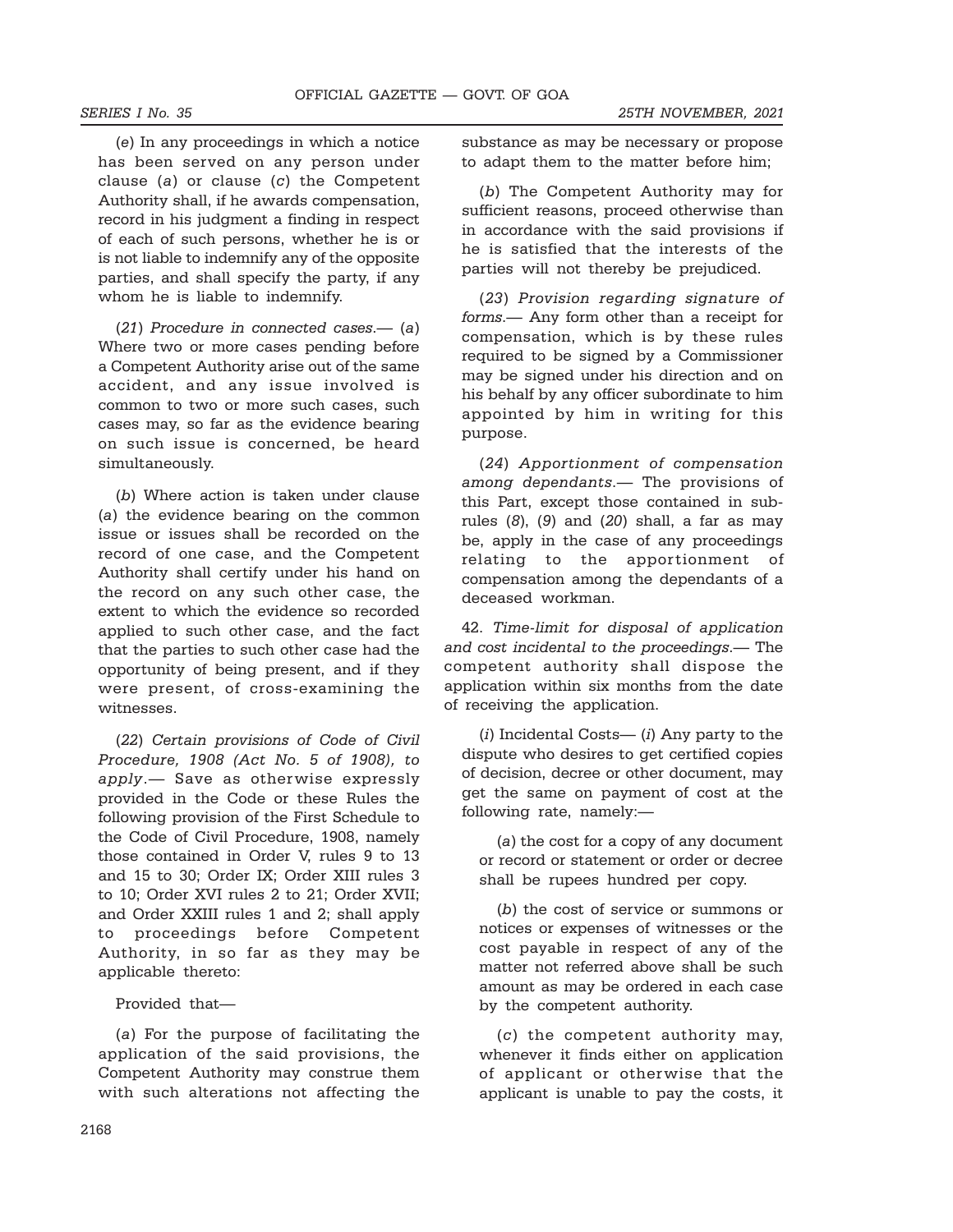(*e*) In any proceedings in which a notice has been served on any person under clause (*a*) or clause (*c*) the Competent Authority shall, if he awards compensation, record in his judgment a finding in respect of each of such persons, whether he is or is not liable to indemnify any of the opposite parties, and shall specify the party, if any whom he is liable to indemnify.

(*21*) *Procedure in connected cases*.— (*a*) Where two or more cases pending before a Competent Authority arise out of the same accident, and any issue involved is common to two or more such cases, such cases may, so far as the evidence bearing on such issue is concerned, be heard simultaneously.

(*b*) Where action is taken under clause (*a*) the evidence bearing on the common issue or issues shall be recorded on the record of one case, and the Competent Authority shall certify under his hand on the record on any such other case, the extent to which the evidence so recorded applied to such other case, and the fact that the parties to such other case had the opportunity of being present, and if they were present, of cross-examining the witnesses.

(*22*) *Certain provisions of Code of Civil Procedure, 1908 (Act No. 5 of 1908), to apply*.— Save as otherwise expressly provided in the Code or these Rules the following provision of the First Schedule to the Code of Civil Procedure, 1908, namely those contained in Order V, rules 9 to 13 and 15 to 30; Order IX; Order XIII rules 3 to 10; Order XVI rules 2 to 21; Order XVII; and Order XXIII rules 1 and 2; shall apply to proceedings before Competent Authority, in so far as they may be applicable thereto:

Provided that—

(*a*) For the purpose of facilitating the application of the said provisions, the Competent Authority may construe them with such alterations not affecting the substance as may be necessary or propose to adapt them to the matter before him;

(*b*) The Competent Authority may for sufficient reasons, proceed otherwise than in accordance with the said provisions if he is satisfied that the interests of the parties will not thereby be prejudiced.

(*23*) *Provision regarding signature of forms*.— Any form other than a receipt for compensation, which is by these rules required to be signed by a Commissioner may be signed under his direction and on his behalf by any officer subordinate to him appointed by him in writing for this purpose.

(*24*) *Apportionment of compensation among dependants*.— The provisions of this Part, except those contained in sub-rules (*8*), (*9*) and (*20*) shall, a far as may be, apply in the case of any proceedings relating to the apportionment of compensation among the dependants of a deceased workman.

42. *Time-limit for disposal of application and cost incidental to the proceedings*.— The competent authority shall dispose the application within six months from the date of receiving the application.

(*i*) Incidental Costs— (*i*) Any party to the dispute who desires to get certified copies of decision, decree or other document, may get the same on payment of cost at the following rate, namely:—

(*a*) the cost for a copy of any document or record or statement or order or decree shall be rupees hundred per copy.

(*b*) the cost of service or summons or notices or expenses of witnesses or the cost payable in respect of any of the matter not referred above shall be such amount as may be ordered in each case by the competent authority.

(*c*) the competent authority may, whenever it finds either on application of applicant or otherwise that the applicant is unable to pay the costs, it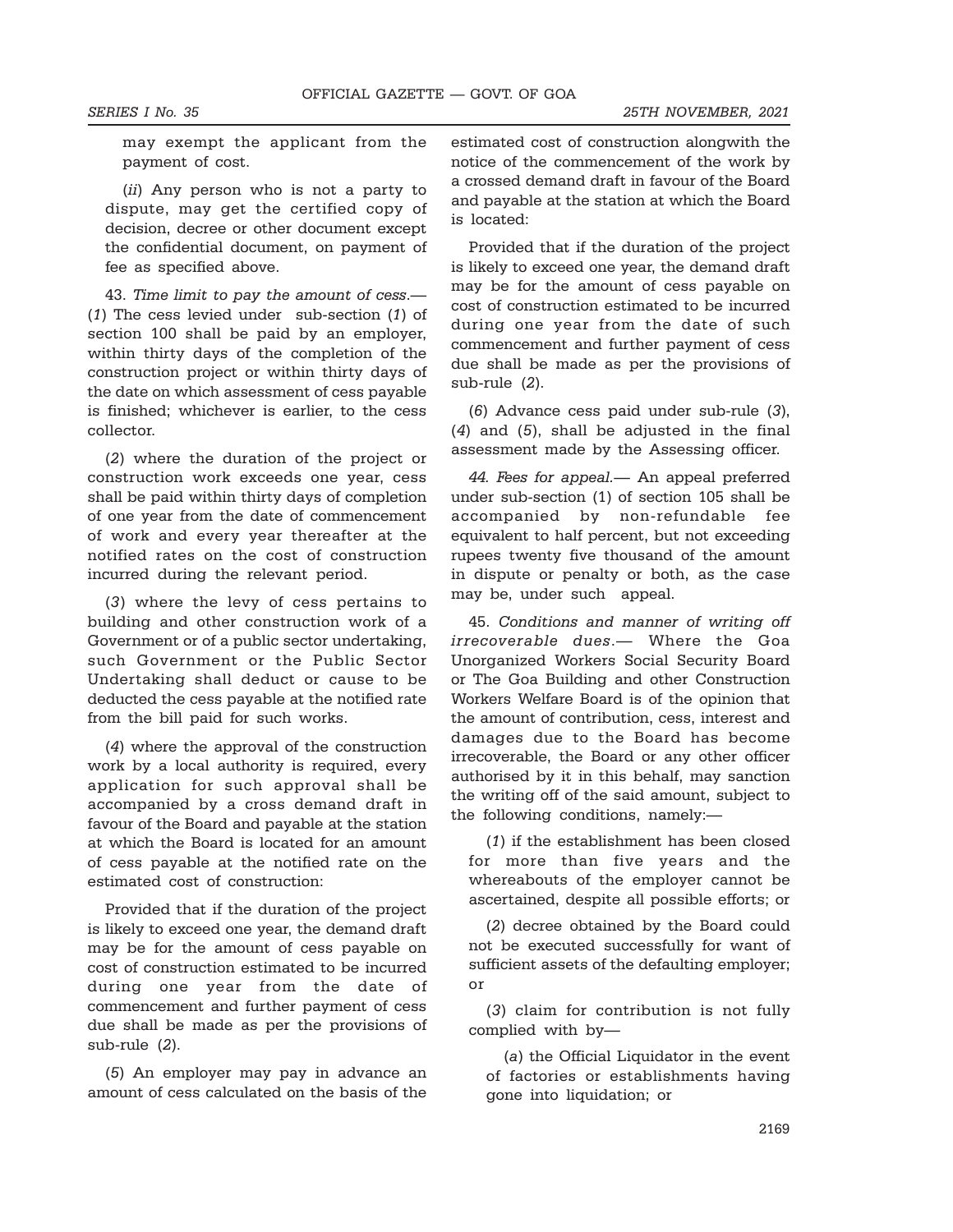may exempt the applicant from the payment of cost.

(*ii*) Any person who is not a party to dispute, may get the certified copy of decision, decree or other document except the confidential document, on payment of fee as specified above.

43. *Time limit to pay the amount of cess*.— (*1*) The cess levied under sub-section (*1*) of section 100 shall be paid by an employer, within thirty days of the completion of the construction project or within thirty days of the date on which assessment of cess payable is finished; whichever is earlier, to the cess collector.

(*2*) where the duration of the project or construction work exceeds one year, cess shall be paid within thirty days of completion of one year from the date of commencement of work and every year thereafter at the notified rates on the cost of construction incurred during the relevant period.

(*3*) where the levy of cess pertains to building and other construction work of a Government or of a public sector undertaking, such Government or the Public Sector Undertaking shall deduct or cause to be deducted the cess payable at the notified rate from the bill paid for such works.

(*4*) where the approval of the construction work by a local authority is required, every application for such approval shall be accompanied by a cross demand draft in favour of the Board and payable at the station at which the Board is located for an amount of cess payable at the notified rate on the estimated cost of construction:

Provided that if the duration of the project is likely to exceed one year, the demand draft may be for the amount of cess payable on cost of construction estimated to be incurred during one year from the date of commencement and further payment of cess due shall be made as per the provisions of sub-rule (*2*).

(*5*) An employer may pay in advance an amount of cess calculated on the basis of the estimated cost of construction alongwith the notice of the commencement of the work by a crossed demand draft in favour of the Board and payable at the station at which the Board is located:

Provided that if the duration of the project is likely to exceed one year, the demand draft may be for the amount of cess payable on cost of construction estimated to be incurred during one year from the date of such commencement and further payment of cess due shall be made as per the provisions of sub-rule (*2*).

(*6*) Advance cess paid under sub-rule (*3*), (*4*) and (*5*), shall be adjusted in the final assessment made by the Assessing officer.

*44. Fees for appeal.*— An appeal preferred under sub-section (1) of section 105 shall be accompanied by non-refundable fee equivalent to half percent, but not exceeding rupees twenty five thousand of the amount in dispute or penalty or both, as the case may be, under such appeal.

45. *Conditions and manner of writing off irrecoverable dues*.— Where the Goa Unorganized Workers Social Security Board or The Goa Building and other Construction Workers Welfare Board is of the opinion that the amount of contribution, cess, interest and damages due to the Board has become irrecoverable, the Board or any other officer authorised by it in this behalf, may sanction the writing off of the said amount, subject to the following conditions, namely:—

(*1*) if the establishment has been closed for more than five years and the whereabouts of the employer cannot be ascertained, despite all possible efforts; or

(*2*) decree obtained by the Board could not be executed successfully for want of sufficient assets of the defaulting employer; or

(*3*) claim for contribution is not fully complied with by—

(*a*) the Official Liquidator in the event of factories or establishments having gone into liquidation; or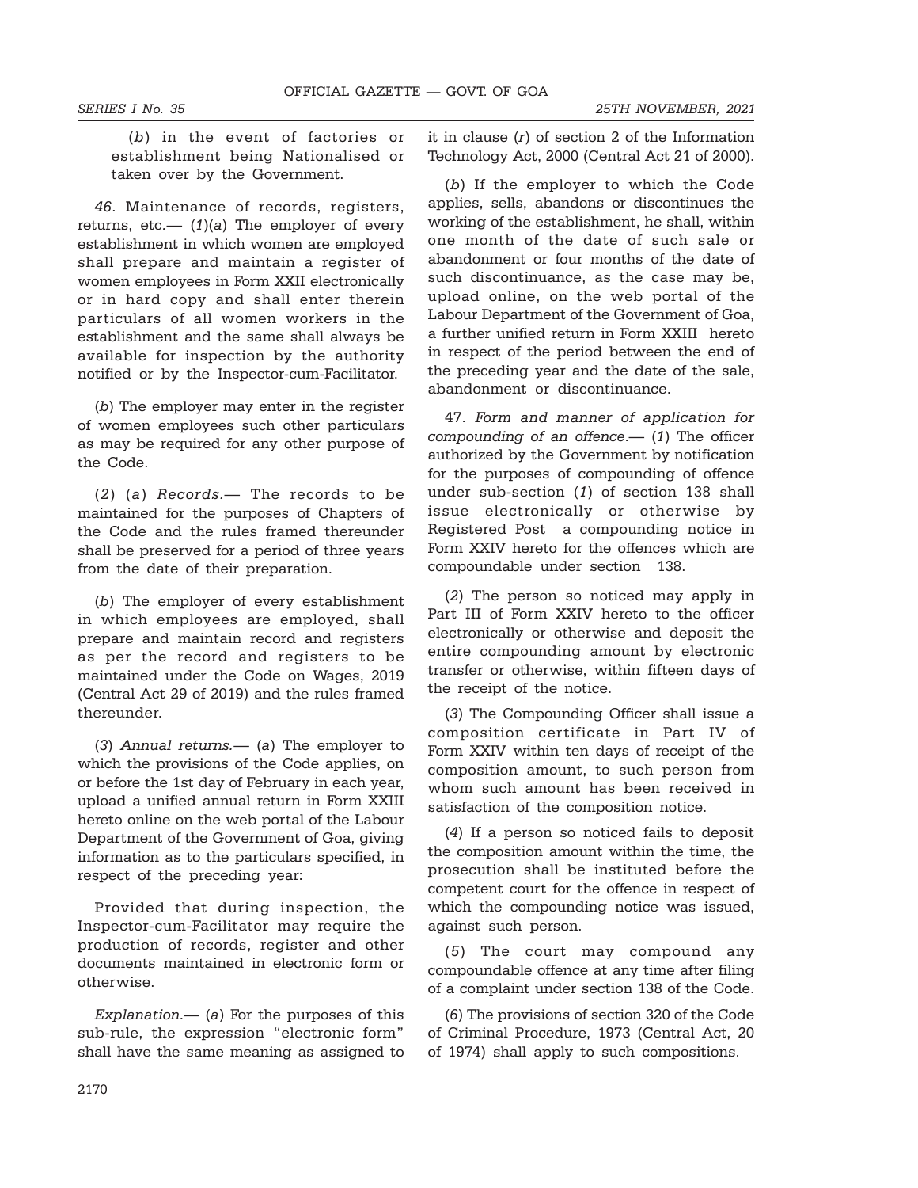(*b*) in the event of factories or establishment being Nationalised or taken over by the Government.

*46.* Maintenance of records, registers, returns, etc.— (*1*)(*a*) The employer of every establishment in which women are employed shall prepare and maintain a register of women employees in Form XXII electronically or in hard copy and shall enter therein particulars of all women workers in the establishment and the same shall always be available for inspection by the authority notified or by the Inspector-cum-Facilitator.

(*b*) The employer may enter in the register of women employees such other particulars as may be required for any other purpose of the Code.

(*2*) (*a*) *Records*.— The records to be maintained for the purposes of Chapters of the Code and the rules framed thereunder shall be preserved for a period of three years from the date of their preparation.

(*b*) The employer of every establishment in which employees are employed, shall prepare and maintain record and registers as per the record and registers to be maintained under the Code on Wages, 2019 (Central Act 29 of 2019) and the rules framed thereunder.

(*3*) *Annual returns*.— (*a*) The employer to which the provisions of the Code applies, on or before the 1st day of February in each year, upload a unified annual return in Form XXIII hereto online on the web portal of the Labour Department of the Government of Goa, giving information as to the particulars specified, in respect of the preceding year:

Provided that during inspection, the Inspector-cum-Facilitator may require the production of records, register and other documents maintained in electronic form or otherwise.

*Explanation*.— (*a*) For the purposes of this sub-rule, the expression "electronic form" shall have the same meaning as assigned to it in clause (*r*) of section 2 of the Information Technology Act, 2000 (Central Act 21 of 2000).

(*b*) If the employer to which the Code applies, sells, abandons or discontinues the working of the establishment, he shall, within one month of the date of such sale or abandonment or four months of the date of such discontinuance, as the case may be, upload online, on the web portal of the Labour Department of the Government of Goa, a further unified return in Form XXIII hereto in respect of the period between the end of the preceding year and the date of the sale, abandonment or discontinuance.

47. *Form and manner of application for compounding of an offence*.— (*1*) The officer authorized by the Government by notification for the purposes of compounding of offence under sub-section (*1*) of section 138 shall issue electronically or otherwise by Registered Post a compounding notice in Form XXIV hereto for the offences which are compoundable under section 138.

(*2*) The person so noticed may apply in Part III of Form XXIV hereto to the officer electronically or otherwise and deposit the entire compounding amount by electronic transfer or otherwise, within fifteen days of the receipt of the notice.

(*3*) The Compounding Officer shall issue a composition certificate in Part IV of Form XXIV within ten days of receipt of the composition amount, to such person from whom such amount has been received in satisfaction of the composition notice.

(*4*) If a person so noticed fails to deposit the composition amount within the time, the prosecution shall be instituted before the competent court for the offence in respect of which the compounding notice was issued, against such person.

(*5*) The court may compound any compoundable offence at any time after filing of a complaint under section 138 of the Code.

(*6*) The provisions of section 320 of the Code of Criminal Procedure, 1973 (Central Act, 20 of 1974) shall apply to such compositions.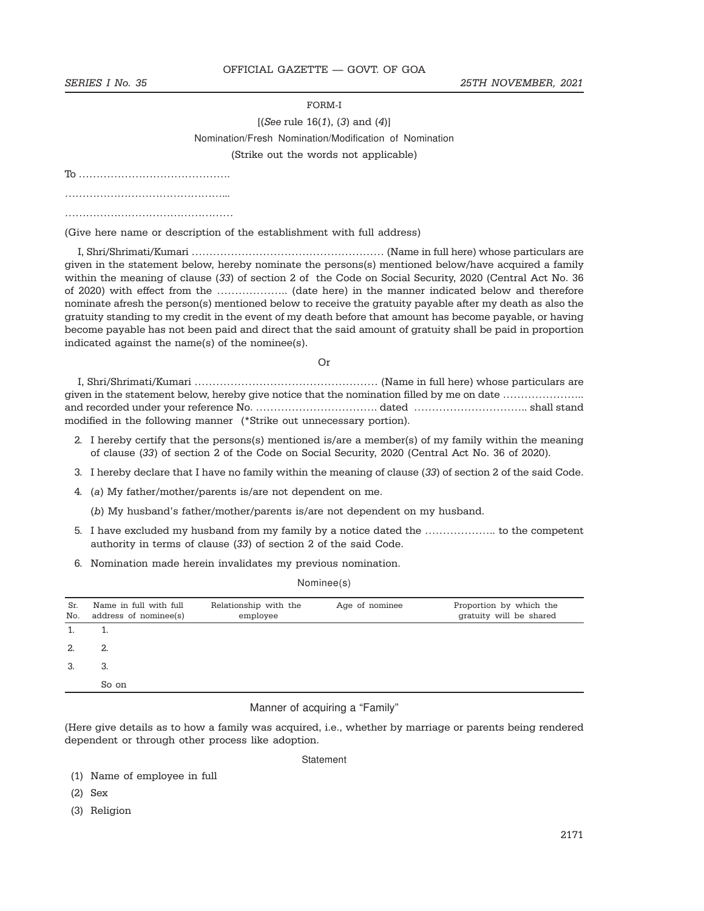FORM-I

[(*See* rule 16(*1*), (*3*) and (*4*)]

Nomination/Fresh Nomination/Modification of Nomination

(Strike out the words not applicable)

To …………………………………….

………………………………………...

…………………………………………

(Give here name or description of the establishment with full address)

I, Shri/Shrimati/Kumari ……………………………………………… (Name in full here) whose particulars are given in the statement below, hereby nominate the persons(s) mentioned below/have acquired a family within the meaning of clause (*33*) of section 2 of the Code on Social Security, 2020 (Central Act No. 36 of 2020) with effect from the ……………….. (date here) in the manner indicated below and therefore nominate afresh the person(s) mentioned below to receive the gratuity payable after my death as also the gratuity standing to my credit in the event of my death before that amount has become payable, or having become payable has not been paid and direct that the said amount of gratuity shall be paid in proportion indicated against the name(s) of the nominee(s).

Or

I, Shri/Shrimati/Kumari …………………………………………… (Name in full here) whose particulars are given in the statement below, hereby give notice that the nomination filled by me on date ………………….. and recorded under your reference No. ……………………………. dated ………………………….. shall stand modified in the following manner (*Strike out unnecessary portion).

2. I hereby certify that the persons(s) mentioned is/are a member(s) of my family within the meaning of clause (*33*) of section 2 of the Code on Social Security, 2020 (Central Act No. 36 of 2020).

3. I hereby declare that I have no family within the meaning of clause (*33*) of section 2 of the said Code.

4. (*a*) My father/mother/parents is/are not dependent on me.

   (*b*) My husband's father/mother/parents is/are not dependent on my husband.

5. I have excluded my husband from my family by a notice dated the ……………….. to the competent authority in terms of clause (*33*) of section 2 of the said Code.

6. Nomination made herein invalidates my previous nomination.

Nominee(s)

| Sr. No. | Name in full with full address of nominee(s) | Relationship with the employee | Age of nominee | Proportion by which the gratuity will be shared |
|---|---|---|---|---|
| 1. | 1. | | | |
| 2. | 2. | | | |
| 3. | 3. | | | |
| | So on | | | |

Manner of acquiring a "Family"

(Here give details as to how a family was acquired, i.e., whether by marriage or parents being rendered dependent or through other process like adoption.

Statement

(1) Name of employee in full

(2) Sex

(3) Religion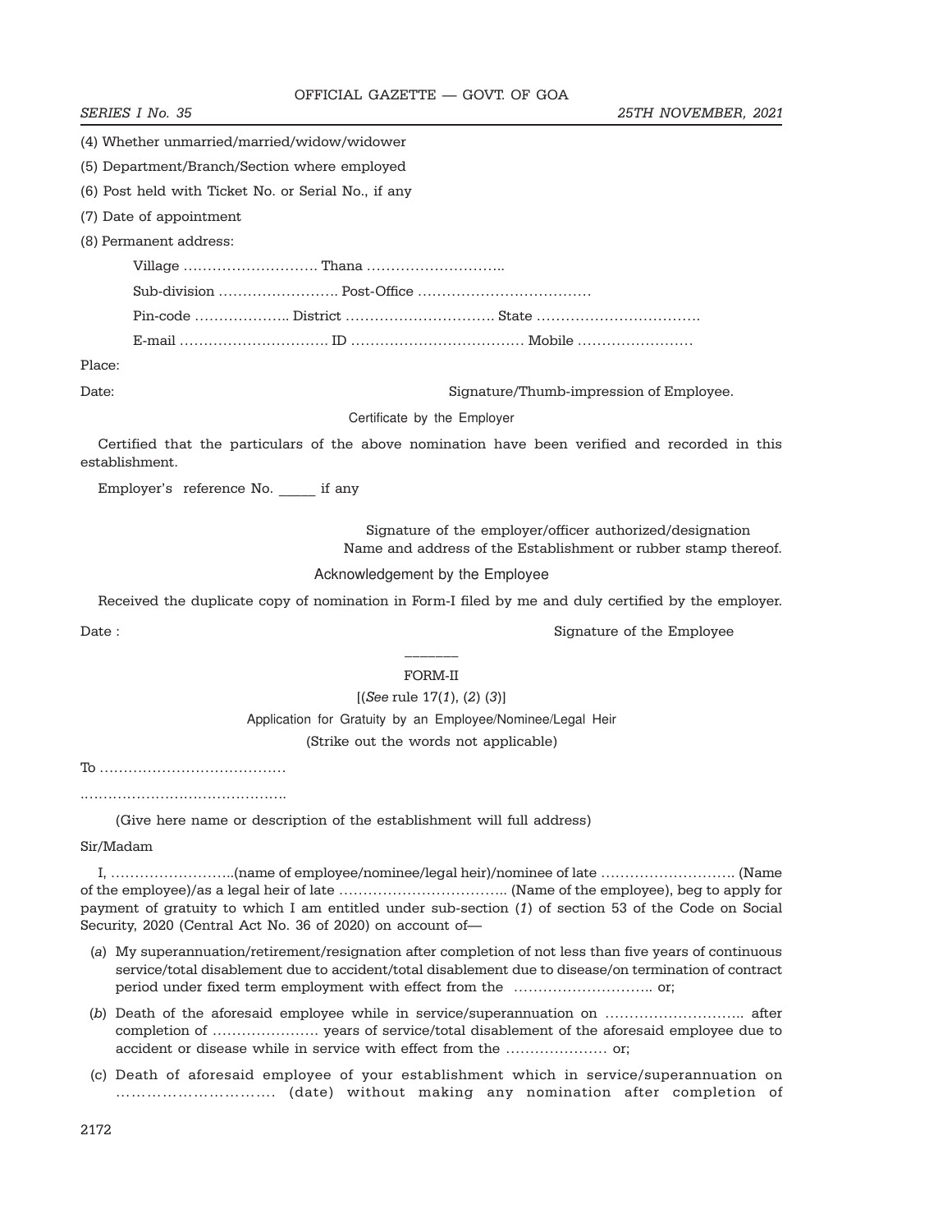(4) Whether unmarried/married/widow/widower

(5) Department/Branch/Section where employed

(6) Post held with Ticket No. or Serial No., if any

(7) Date of appointment

(8) Permanent address:

Village ………………………. Thana ………………………..

Sub-division ……………………. Post-Office ………………………………

Pin-code ……………….. District …………………………. State …………………………….

E-mail …………………………. ID ……………………………… Mobile ……………………

Place:

Date: Signature/Thumb-impression of Employee.

Certificate by the Employer

Certified that the particulars of the above nomination have been verified and recorded in this establishment.

Employer's reference No. _____ if any

Signature of the employer/officer authorized/designation
Name and address of the Establishment or rubber stamp thereof.

Acknowledgement by the Employee

Received the duplicate copy of nomination in Form-I filed by me and duly certified by the employer.

Date : Signature of the Employee

———

## FORM-II

[(*See* rule 17(*1*), (*2*) (*3*)]

Application for Gratuity by an Employee/Nominee/Legal Heir

(Strike out the words not applicable)

To …………………………………

…………………………………….

(Give here name or description of the establishment will full address)

Sir/Madam

I, ……………………..(name of employee/nominee/legal heir)/nominee of late ………………………. (Name of the employee)/as a legal heir of late …………………………….. (Name of the employee), beg to apply for payment of gratuity to which I am entitled under sub-section (*1*) of section 53 of the Code on Social Security, 2020 (Central Act No. 36 of 2020) on account of—

(*a*) My superannuation/retirement/resignation after completion of not less than five years of continuous service/total disablement due to accident/total disablement due to disease/on termination of contract period under fixed term employment with effect from the ……………………….. or;

(*b*) Death of the aforesaid employee while in service/superannuation on ……………………….. after completion of …………………. years of service/total disablement of the aforesaid employee due to accident or disease while in service with effect from the ………………… or;

(c) Death of aforesaid employee of your establishment which in service/superannuation on …………………………. (date) without making any nomination after completion of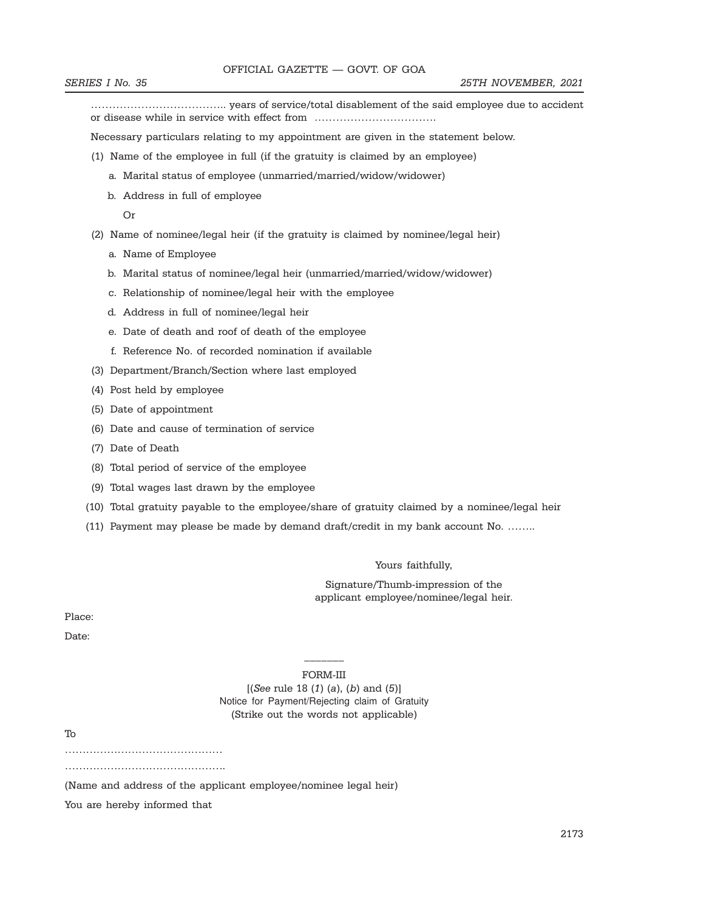……………………………….. years of service/total disablement of the said employee due to accident or disease while in service with effect from …………………………….

Necessary particulars relating to my appointment are given in the statement below.

(1) Name of the employee in full (if the gratuity is claimed by an employee)

a. Marital status of employee (unmarried/married/widow/widower)

b. Address in full of employee

Or

(2) Name of nominee/legal heir (if the gratuity is claimed by nominee/legal heir)

a. Name of Employee

b. Marital status of nominee/legal heir (unmarried/married/widow/widower)

c. Relationship of nominee/legal heir with the employee

d. Address in full of nominee/legal heir

e. Date of death and roof of death of the employee

f. Reference No. of recorded nomination if available

(3) Department/Branch/Section where last employed

(4) Post held by employee

(5) Date of appointment

(6) Date and cause of termination of service

(7) Date of Death

(8) Total period of service of the employee

(9) Total wages last drawn by the employee

(10) Total gratuity payable to the employee/share of gratuity claimed by a nominee/legal heir

(11) Payment may please be made by demand draft/credit in my bank account No. ……..

Yours faithfully,

Signature/Thumb-impression of the applicant employee/nominee/legal heir.

Place:

Date:

———

FORM-III

[(*See* rule 18 (*1*) (*a*), (*b*) and (*5*)]

Notice for Payment/Rejecting claim of Gratuity

(Strike out the words not applicable)

To

………………………………………

……………………………………….

(Name and address of the applicant employee/nominee legal heir)

You are hereby informed that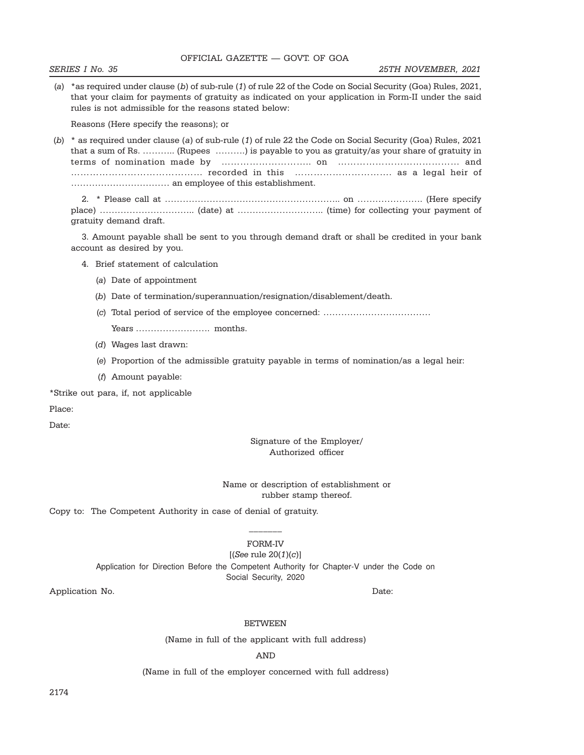(*a*) *as required under clause (*b*) of sub-rule (*1*) of rule 22 of the Code on Social Security (Goa) Rules, 2021, that your claim for payments of gratuity as indicated on your application in Form-II under the said rules is not admissible for the reasons stated below:

Reasons (Here specify the reasons); or

(*b*) * as required under clause (*a*) of sub-rule (*1*) of rule 22 the Code on Social Security (Goa) Rules, 2021 that a sum of Rs. ……….. (Rupees ……….) is payable to you as gratuity/as your share of gratuity in terms of nomination made by ……………………….. on ………………………………… and …………………………………… recorded in this ………………………….. as a legal heir of …………………………… an employee of this establishment.

2. * Please call at ………………………………………………….. on …………………. (Here specify place) ………………………….. (date) at ……………………….. (time) for collecting your payment of gratuity demand draft.

3. Amount payable shall be sent to you through demand draft or shall be credited in your bank account as desired by you.

4. Brief statement of calculation

(*a*) Date of appointment

(*b*) Date of termination/superannuation/resignation/disablement/death.

(*c*) Total period of service of the employee concerned: ………………………………

Years ……………………. months.

(*d*) Wages last drawn:

(*e*) Proportion of the admissible gratuity payable in terms of nomination/as a legal heir:

(*f*) Amount payable:

*Strike out para, if, not applicable

Place:

Date:

Signature of the Employer/
Authorized officer

Name or description of establishment or
rubber stamp thereof.

Copy to: The Competent Authority in case of denial of gratuity.

---

## FORM-IV

[(*See* rule 20(*1*)(*c*)]

Application for Direction Before the Competent Authority for Chapter-V under the Code on Social Security, 2020

Application No. Date:

BETWEEN

(Name in full of the applicant with full address)

AND

(Name in full of the employer concerned with full address)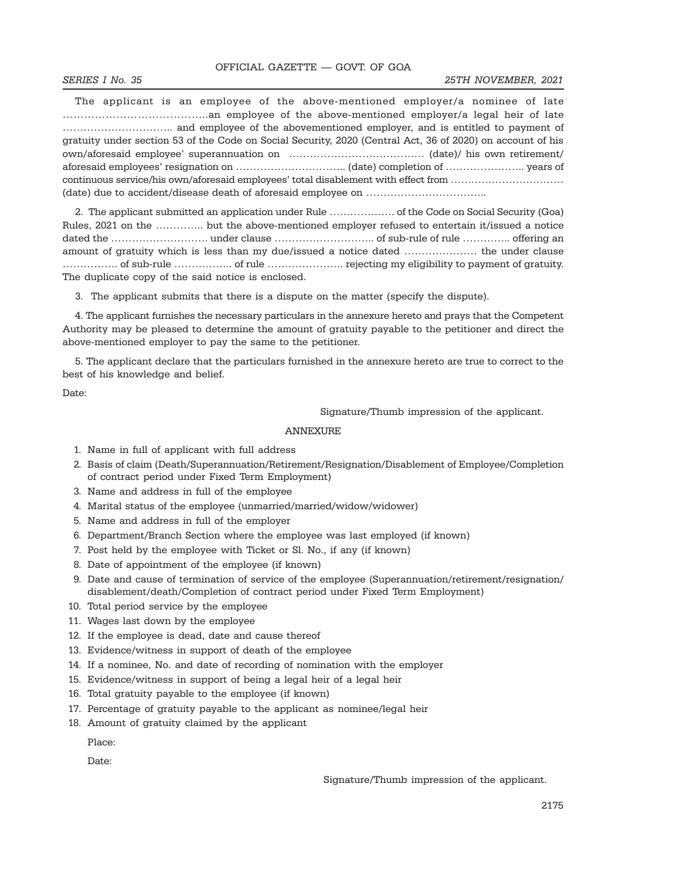The applicant is an employee of the above-mentioned employer/a nominee of late ……………………………………an employee of the above-mentioned employer/a legal heir of late ………………………….. and employee of the abovementioned employer, and is entitled to payment of gratuity under section 53 of the Code on Social Security, 2020 (Central Act, 36 of 2020) on account of his own/aforesaid employee' superannuation on ………………………………… (date)/ his own retirement/ aforesaid employees' resignation on ………………………….. (date) completion of ………………….. years of continuous service/his own/aforesaid employees' total disablement with effect from …………………………… (date) due to accident/disease death of aforesaid employee on ……………………………..

2. The applicant submitted an application under Rule ………………. of the Code on Social Security (Goa) Rules, 2021 on the ………….. but the above-mentioned employer refused to entertain it/issued a notice dated the ………………………. under clause ……………………….. of sub-rule of rule ………….. offering an amount of gratuity which is less than my due/issued a notice dated ………………… the under clause ……………. of sub-rule …………….. of rule …………………. rejecting my eligibility to payment of gratuity. The duplicate copy of the said notice is enclosed.

3. The applicant submits that there is a dispute on the matter (specify the dispute).

4. The applicant furnishes the necessary particulars in the annexure hereto and prays that the Competent Authority may be pleased to determine the amount of gratuity payable to the petitioner and direct the above-mentioned employer to pay the same to the petitioner.

5. The applicant declare that the particulars furnished in the annexure hereto are true to correct to the best of his knowledge and belief.

Date:

Signature/Thumb impression of the applicant.

ANNEXURE

1. Name in full of applicant with full address
2. Basis of claim (Death/Superannuation/Retirement/Resignation/Disablement of Employee/Completion of contract period under Fixed Term Employment)
3. Name and address in full of the employee
4. Marital status of the employee (unmarried/married/widow/widower)
5. Name and address in full of the employer
6. Department/Branch Section where the employee was last employed (if known)
7. Post held by the employee with Ticket or Sl. No., if any (if known)
8. Date of appointment of the employee (if known)
9. Date and cause of termination of service of the employee (Superannuation/retirement/resignation/ disablement/death/Completion of contract period under Fixed Term Employment)
10. Total period service by the employee
11. Wages last down by the employee
12. If the employee is dead, date and cause thereof
13. Evidence/witness in support of death of the employee
14. If a nominee, No. and date of recording of nomination with the employer
15. Evidence/witness in support of being a legal heir of a legal heir
16. Total gratuity payable to the employee (if known)
17. Percentage of gratuity payable to the applicant as nominee/legal heir
18. Amount of gratuity claimed by the applicant

Place:

Date:

Signature/Thumb impression of the applicant.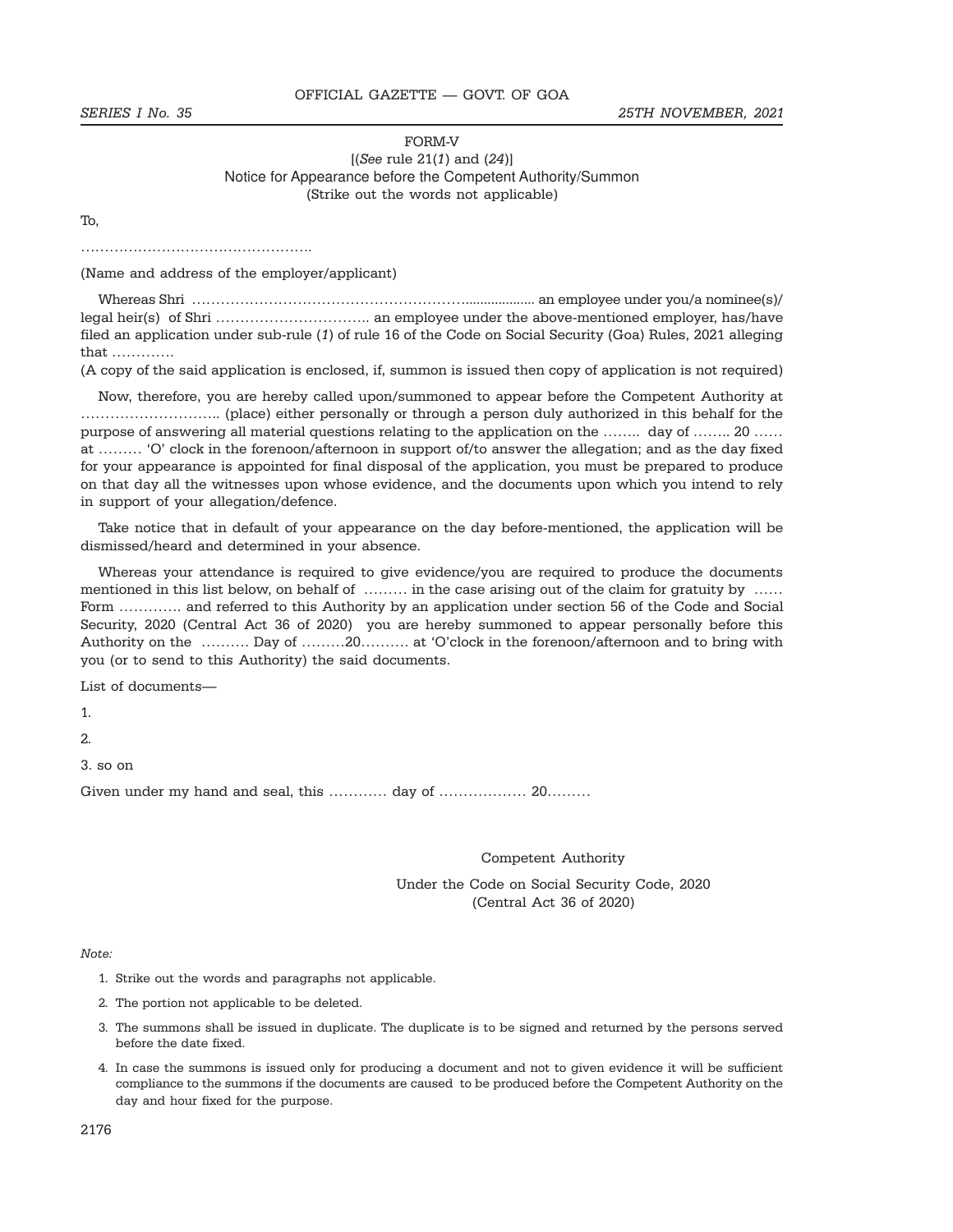FORM-V

[(*See* rule 21(*1*) and (*24*)]

Notice for Appearance before the Competent Authority/Summon

(Strike out the words not applicable)

To,

……………………………………….

(Name and address of the employer/applicant)

Whereas Shri …………………………………………………................... an employee under you/a nominee(s)/ legal heir(s) of Shri ………………………….. an employee under the above-mentioned employer, has/have filed an application under sub-rule (*1*) of rule 16 of the Code on Social Security (Goa) Rules, 2021 alleging that ………….

(A copy of the said application is enclosed, if, summon is issued then copy of application is not required)

Now, therefore, you are hereby called upon/summoned to appear before the Competent Authority at ……………………….. (place) either personally or through a person duly authorized in this behalf for the purpose of answering all material questions relating to the application on the …….. day of …….. 20 …… at ……… 'O' clock in the forenoon/afternoon in support of/to answer the allegation; and as the day fixed for your appearance is appointed for final disposal of the application, you must be prepared to produce on that day all the witnesses upon whose evidence, and the documents upon which you intend to rely in support of your allegation/defence.

Take notice that in default of your appearance on the day before-mentioned, the application will be dismissed/heard and determined in your absence.

Whereas your attendance is required to give evidence/you are required to produce the documents mentioned in this list below, on behalf of ……… in the case arising out of the claim for gratuity by …… Form …………. and referred to this Authority by an application under section 56 of the Code and Social Security, 2020 (Central Act 36 of 2020) you are hereby summoned to appear personally before this Authority on the ………. Day of ………20………. at 'O'clock in the forenoon/afternoon and to bring with you (or to send to this Authority) the said documents.

List of documents—

1.

2.

3. so on

Given under my hand and seal, this ………… day of ……………… 20………

Competent Authority

Under the Code on Social Security Code, 2020
(Central Act 36 of 2020)

*Note:*

1. Strike out the words and paragraphs not applicable.
2. The portion not applicable to be deleted.
3. The summons shall be issued in duplicate. The duplicate is to be signed and returned by the persons served before the date fixed.
4. In case the summons is issued only for producing a document and not to given evidence it will be sufficient compliance to the summons if the documents are caused to be produced before the Competent Authority on the day and hour fixed for the purpose.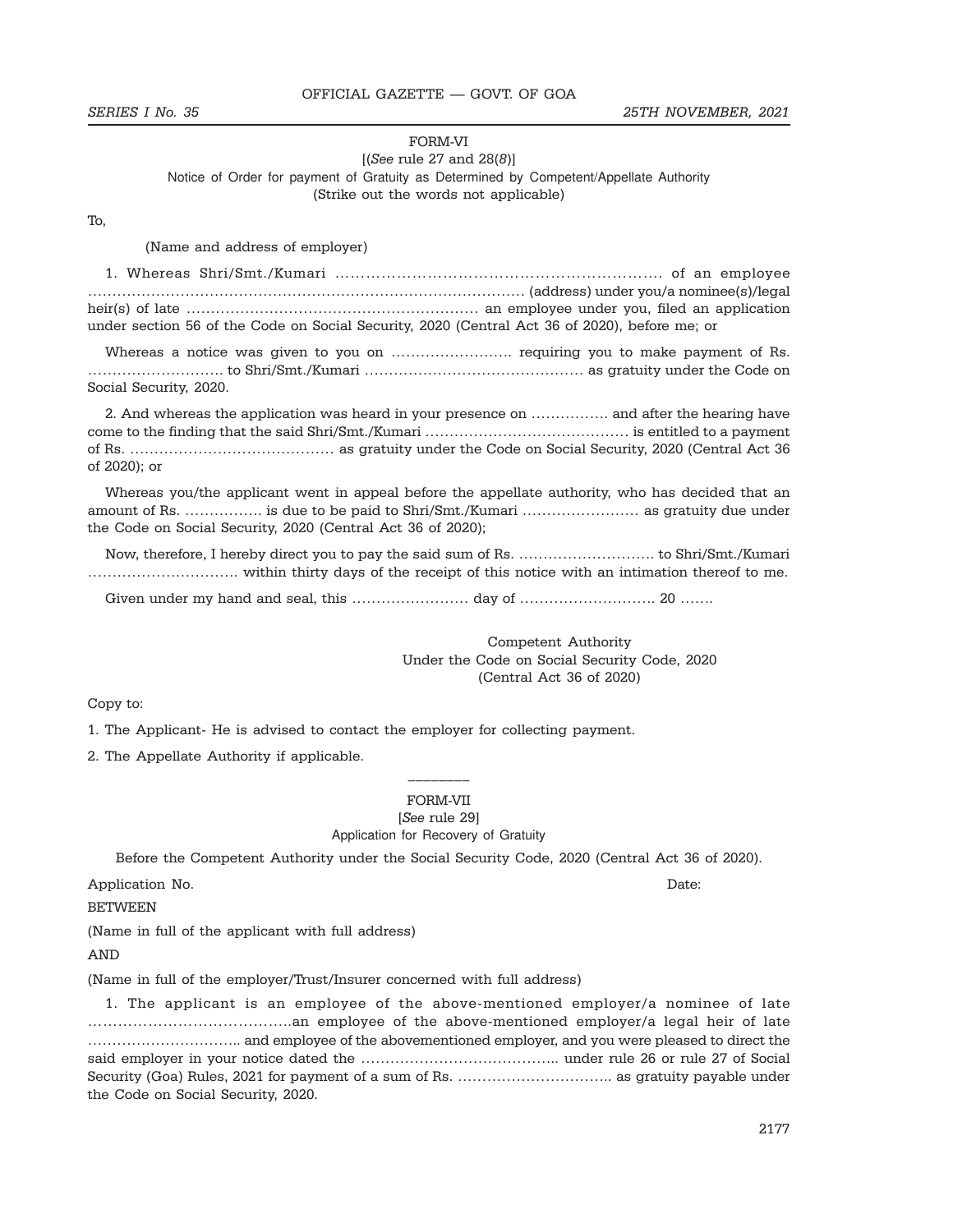FORM-VI

[(*See* rule 27 and 28(*8*)]

Notice of Order for payment of Gratuity as Determined by Competent/Appellate Authority

(Strike out the words not applicable)

To,

(Name and address of employer)

1. Whereas Shri/Smt./Kumari ………………………………………………………. of an employee ……………………………………………………………………… (address) under you/a nominee(s)/legal heir(s) of late …………………………………………………. an employee under you, filed an application under section 56 of the Code on Social Security, 2020 (Central Act 36 of 2020), before me; or

Whereas a notice was given to you on ……………………. requiring you to make payment of Rs. ………………………. to Shri/Smt./Kumari ……………………………………… as gratuity under the Code on Social Security, 2020.

2. And whereas the application was heard in your presence on ……………. and after the hearing have come to the finding that the said Shri/Smt./Kumari …………………………………… is entitled to a payment of Rs. …………………………………… as gratuity under the Code on Social Security, 2020 (Central Act 36 of 2020); or

Whereas you/the applicant went in appeal before the appellate authority, who has decided that an amount of Rs. ……………. is due to be paid to Shri/Smt./Kumari …………………… as gratuity due under the Code on Social Security, 2020 (Central Act 36 of 2020);

Now, therefore, I hereby direct you to pay the said sum of Rs. ………………………. to Shri/Smt./Kumari …………………………. within thirty days of the receipt of this notice with an intimation thereof to me.

Given under my hand and seal, this …………………… day of ………………………. 20 …….

Competent Authority
Under the Code on Social Security Code, 2020
(Central Act 36 of 2020)

Copy to:

1. The Applicant- He is advised to contact the employer for collecting payment.

2. The Appellate Authority if applicable.

---

FORM-VII

[*See* rule 29]

Application for Recovery of Gratuity

Before the Competent Authority under the Social Security Code, 2020 (Central Act 36 of 2020).

Application No. Date:

BETWEEN

(Name in full of the applicant with full address)

AND

(Name in full of the employer/Trust/Insurer concerned with full address)

1. The applicant is an employee of the above-mentioned employer/a nominee of late ……………………………………an employee of the above-mentioned employer/a legal heir of late ………………………….. and employee of the abovementioned employer, and you were pleased to direct the said employer in your notice dated the ………………………………….. under rule 26 or rule 27 of Social Security (Goa) Rules, 2021 for payment of a sum of Rs. ………………………….. as gratuity payable under the Code on Social Security, 2020.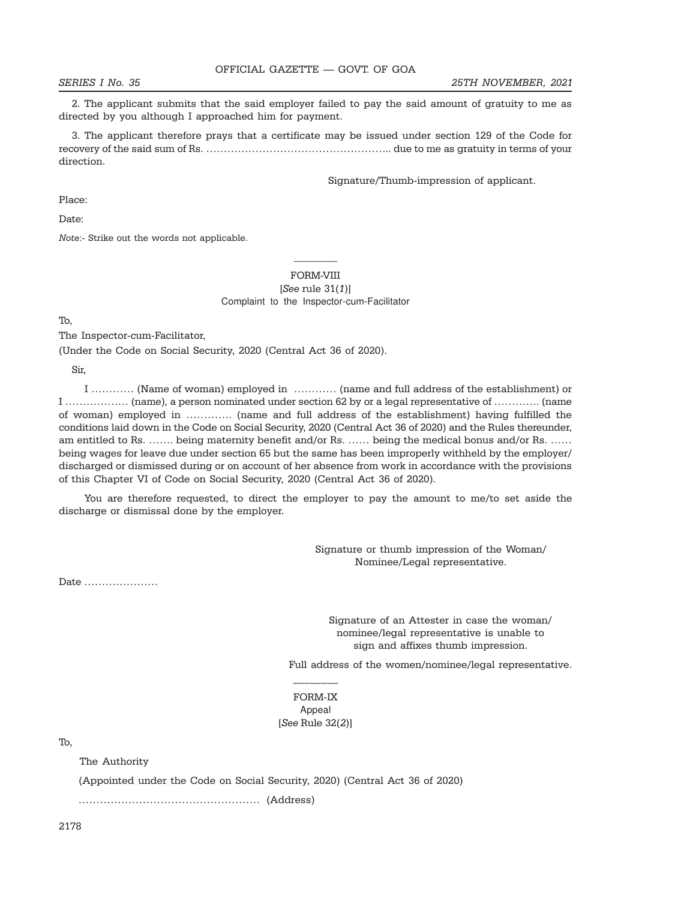2. The applicant submits that the said employer failed to pay the said amount of gratuity to me as directed by you although I approached him for payment.

3. The applicant therefore prays that a certificate may be issued under section 129 of the Code for recovery of the said sum of Rs. …………………………………………….. due to me as gratuity in terms of your direction.

Signature/Thumb-impression of applicant.

Place:

Date:

*Note*:- Strike out the words not applicable.

---

## FORM-VIII

[*See* rule 31(*1*)]

Complaint to the Inspector-cum-Facilitator

To,

The Inspector-cum-Facilitator,

(Under the Code on Social Security, 2020 (Central Act 36 of 2020).

Sir,

I ………… (Name of woman) employed in ………… (name and full address of the establishment) or I ……………… (name), a person nominated under section 62 by or a legal representative of …………. (name of woman) employed in …………. (name and full address of the establishment) having fulfilled the conditions laid down in the Code on Social Security, 2020 (Central Act 36 of 2020) and the Rules thereunder, am entitled to Rs. ……. being maternity benefit and/or Rs. …… being the medical bonus and/or Rs. …… being wages for leave due under section 65 but the same has been improperly withheld by the employer/ discharged or dismissed during or on account of her absence from work in accordance with the provisions of this Chapter VI of Code on Social Security, 2020 (Central Act 36 of 2020).

You are therefore requested, to direct the employer to pay the amount to me/to set aside the discharge or dismissal done by the employer.

Signature or thumb impression of the Woman/ Nominee/Legal representative.

Date …………………

Signature of an Attester in case the woman/ nominee/legal representative is unable to sign and affixes thumb impression.

Full address of the women/nominee/legal representative.

---

## FORM-IX

Appeal

[*See* Rule 32(*2*)]

To,

The Authority

(Appointed under the Code on Social Security, 2020) (Central Act 36 of 2020)

…………………………………………… (Address)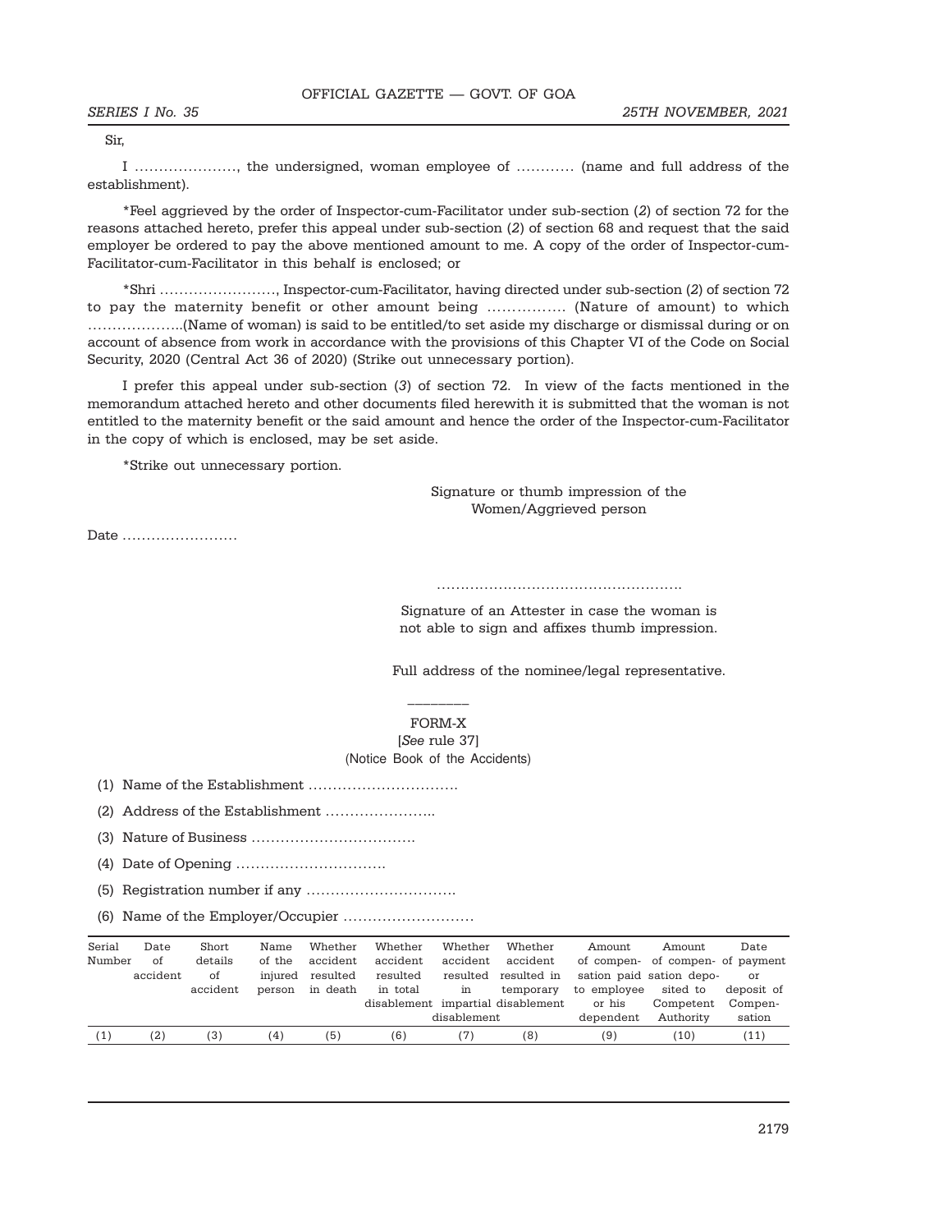Sir,

I …………………, the undersigned, woman employee of ………… (name and full address of the establishment).

*Feel aggrieved by the order of Inspector-cum-Facilitator under sub-section (*2*) of section 72 for the reasons attached hereto, prefer this appeal under sub-section (*2*) of section 68 and request that the said employer be ordered to pay the above mentioned amount to me. A copy of the order of Inspector-cum-Facilitator-cum-Facilitator in this behalf is enclosed; or

*Shri ……………………, Inspector-cum-Facilitator, having directed under sub-section (*2*) of section 72 to pay the maternity benefit or other amount being ……………. (Nature of amount) to which ………………..(Name of woman) is said to be entitled/to set aside my discharge or dismissal during or on account of absence from work in accordance with the provisions of this Chapter VI of the Code on Social Security, 2020 (Central Act 36 of 2020) (Strike out unnecessary portion).

I prefer this appeal under sub-section (*3*) of section 72. In view of the facts mentioned in the memorandum attached hereto and other documents filed herewith it is submitted that the woman is not entitled to the maternity benefit or the said amount and hence the order of the Inspector-cum-Facilitator in the copy of which is enclosed, may be set aside.

*Strike out unnecessary portion.

Signature or thumb impression of the Women/Aggrieved person

Date ……………………

…………………………………………….

Signature of an Attester in case the woman is not able to sign and affixes thumb impression.

Full address of the nominee/legal representative.

________

FORM-X
[*See* rule 37]
(Notice Book of the Accidents)

(1) Name of the Establishment ………………………….

(2) Address of the Establishment …………………..

(3) Nature of Business …………………………….

(4) Date of Opening ………………………….

(5) Registration number if any ………………………….

(6) Name of the Employer/Occupier ………………………

| Serial Number | Date of accident | Short details of accident | Name of the injured person | Whether accident resulted in death | Whether accident resulted in total disablement | Whether accident resulted in impartial disablement | Whether accident resulted in temporary disablement | Amount of compensation paid to employee or his dependent | Amount of compensation deposited to Competent Authority | Date payment or deposit of Compensation |
|---|---|---|---|---|---|---|---|---|---|---|
| (1) | (2) | (3) | (4) | (5) | (6) | (7) | (8) | (9) | (10) | (11) |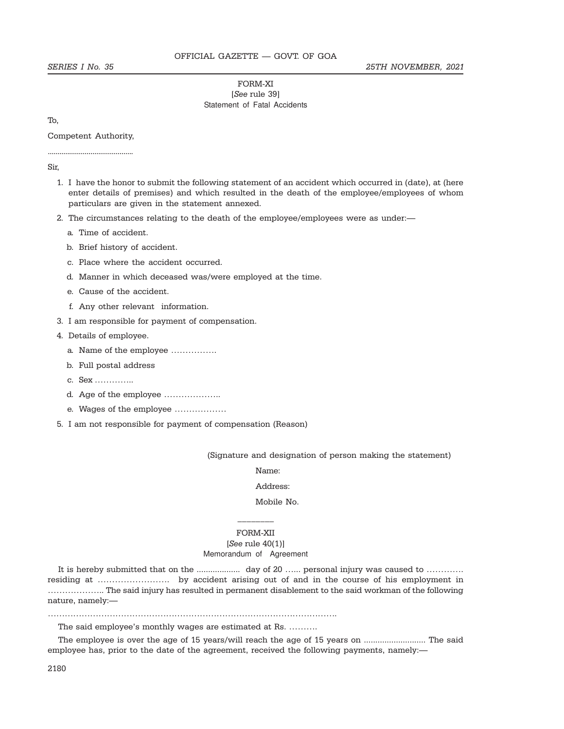## FORM-XI

[*See* rule 39]

Statement of Fatal Accidents

To,

Competent Authority,

..........................................

Sir,

1. I have the honor to submit the following statement of an accident which occurred in (date), at (here enter details of premises) and which resulted in the death of the employee/employees of whom particulars are given in the statement annexed.
2. The circumstances relating to the death of the employee/employees were as under:—
   a. Time of accident.
   b. Brief history of accident.
   c. Place where the accident occurred.
   d. Manner in which deceased was/were employed at the time.
   e. Cause of the accident.
   f. Any other relevant information.
3. I am responsible for payment of compensation.
4. Details of employee.
   a. Name of the employee …………….
   b. Full postal address
   c. Sex …………..
   d. Age of the employee ………………..
   e. Wages of the employee ………………
5. I am not responsible for payment of compensation (Reason)

(Signature and designation of person making the statement)

Name:

Address:

Mobile No.

---

## FORM-XII

[*See* rule 40(1)]

Memorandum of Agreement

It is hereby submitted that on the .................. day of 20 …... personal injury was caused to …………. residing at ……………………. by accident arising out of and in the course of his employment in ……………….. The said injury has resulted in permanent disablement to the said workman of the following nature, namely:—

……………………………………………………………………………………….

The said employee's monthly wages are estimated at Rs. ……….

The employee is over the age of 15 years/will reach the age of 15 years on .......................... The said employee has, prior to the date of the agreement, received the following payments, namely:—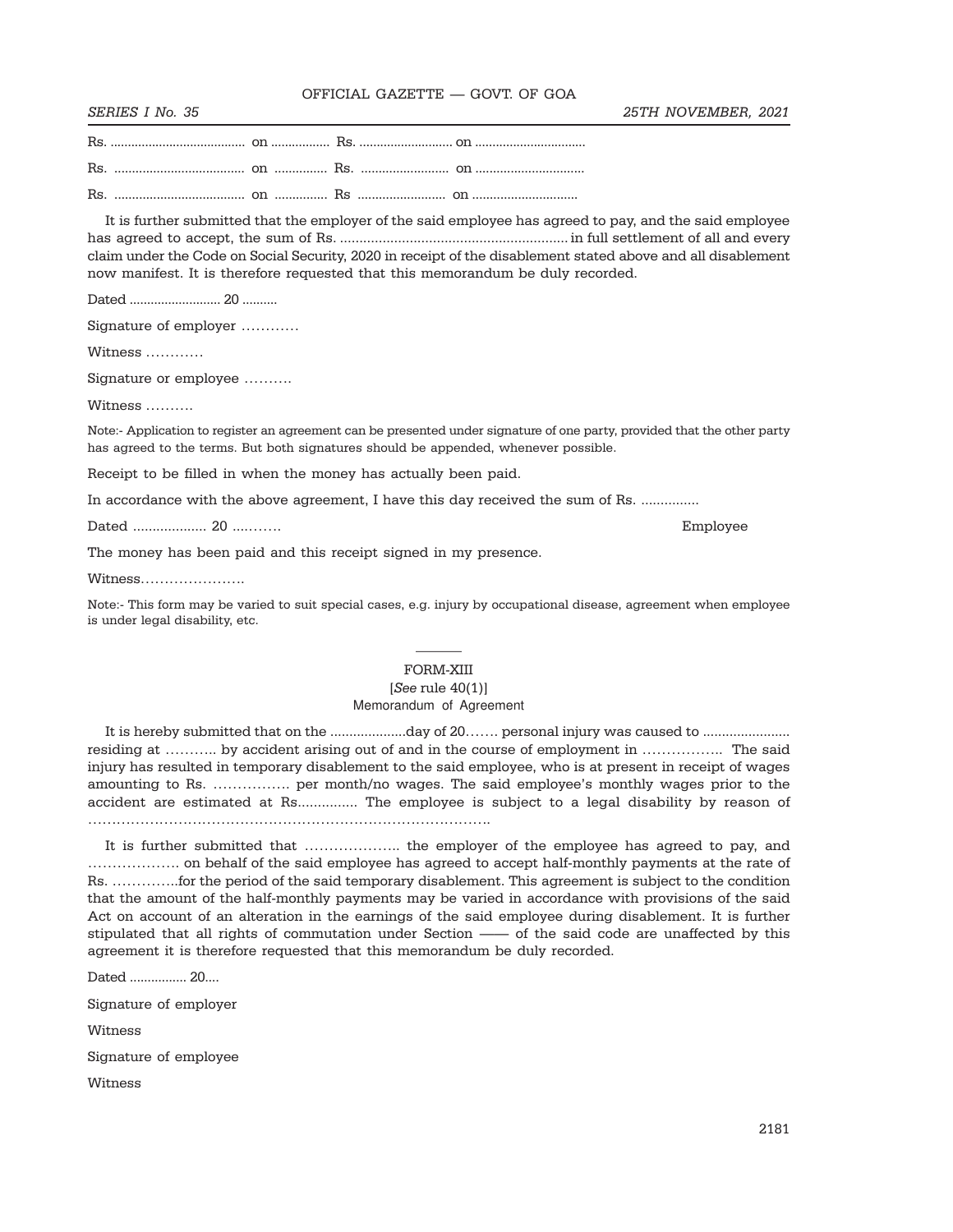Rs. ....................................... on ................. Rs. ........................... on ................................

Rs. ..................................... on ............... Rs. ......................... on ...............................

Rs. ..................................... on ............... Rs ......................... on ..............................

It is further submitted that the employer of the said employee has agreed to pay, and the said employee has agreed to accept, the sum of Rs. ........................................................... in full settlement of all and every claim under the Code on Social Security, 2020 in receipt of the disablement stated above and all disablement now manifest. It is therefore requested that this memorandum be duly recorded.

Dated .......................... 20 ..........

Signature of employer …………

Witness …………

Signature or employee ……….

Witness ……….

Note:- Application to register an agreement can be presented under signature of one party, provided that the other party has agreed to the terms. But both signatures should be appended, whenever possible.

Receipt to be filled in when the money has actually been paid.

In accordance with the above agreement, I have this day received the sum of Rs. ...............

Dated ................... 20 ....…….                                                                                    Employee

The money has been paid and this receipt signed in my presence.

Witness………………….

Note:- This form may be varied to suit special cases, e.g. injury by occupational disease, agreement when employee is under legal disability, etc.

---

## FORM-XIII

[*See* rule 40(1)]

Memorandum of Agreement

It is hereby submitted that on the ....................day of 20……. personal injury was caused to ....................... residing at ……….. by accident arising out of and in the course of employment in …………….. The said injury has resulted in temporary disablement to the said employee, who is at present in receipt of wages amounting to Rs. ……………. per month/no wages. The said employee's monthly wages prior to the accident are estimated at Rs............... The employee is subject to a legal disability by reason of ……………………………………………………………………………..

It is further submitted that ……………….. the employer of the employee has agreed to pay, and ………………. on behalf of the said employee has agreed to accept half-monthly payments at the rate of Rs. …………..for the period of the said temporary disablement. This agreement is subject to the condition that the amount of the half-monthly payments may be varied in accordance with provisions of the said Act on account of an alteration in the earnings of the said employee during disablement. It is further stipulated that all rights of commutation under Section —— of the said code are unaffected by this agreement it is therefore requested that this memorandum be duly recorded.

Dated ................ 20....

Signature of employer

Witness

Signature of employee

Witness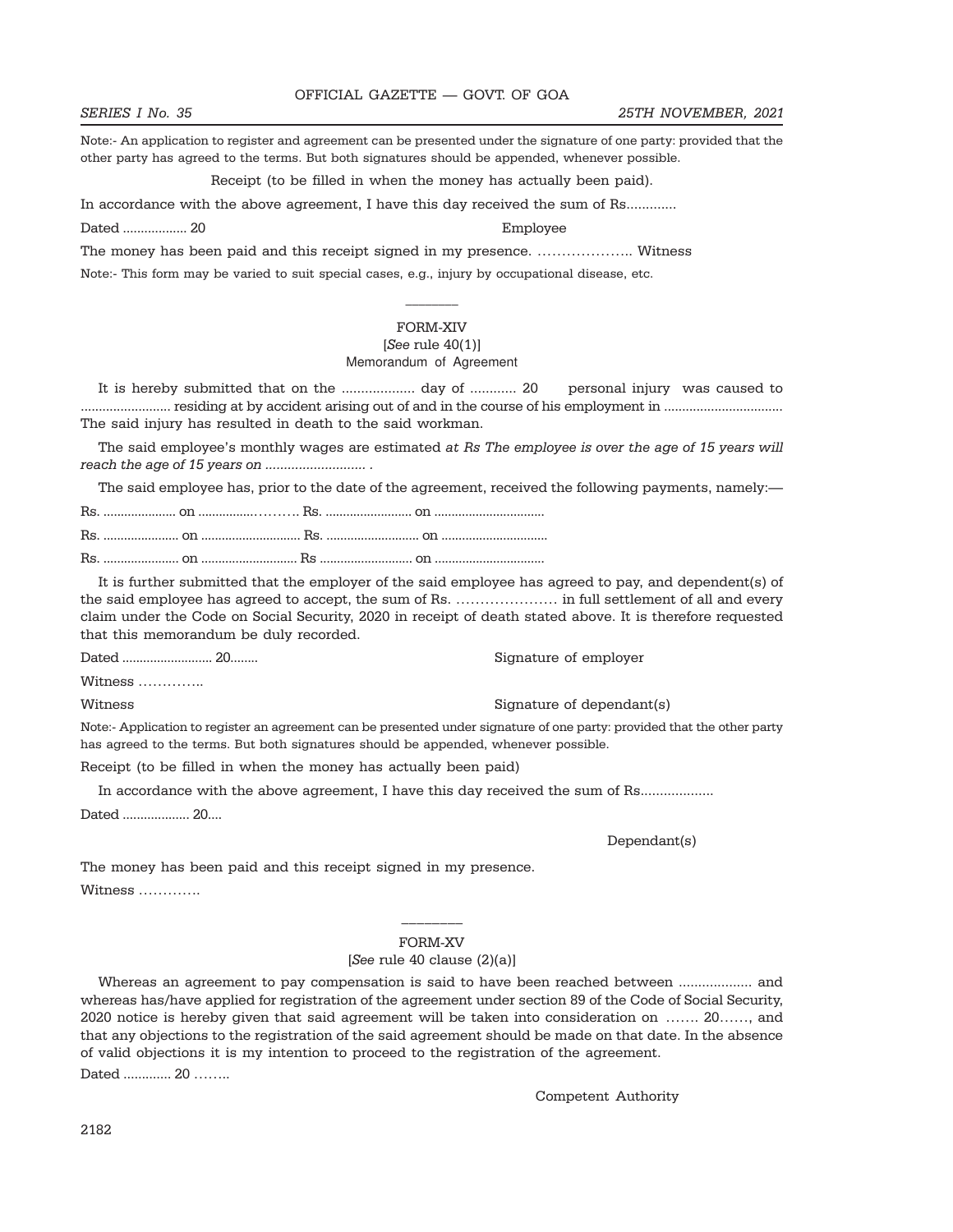Note:- An application to register and agreement can be presented under the signature of one party: provided that the other party has agreed to the terms. But both signatures should be appended, whenever possible.

Receipt (to be filled in when the money has actually been paid).

In accordance with the above agreement, I have this day received the sum of Rs.............

Dated .................. 20 Employee

The money has been paid and this receipt signed in my presence. ……………….. Witness

Note:- This form may be varied to suit special cases, e.g., injury by occupational disease, etc.

---

## FORM-XIV

[*See* rule 40(1)]

Memorandum of Agreement

It is hereby submitted that on the ................... day of ............ 20 personal injury was caused to ......................... residing at by accident arising out of and in the course of his employment in ................................. The said injury has resulted in death to the said workman.

The said employee's monthly wages are estimated *at Rs The employee is over the age of 15 years will reach the age of 15 years on ........................... .*

The said employee has, prior to the date of the agreement, received the following payments, namely:—

Rs. ..................... on ................……… Rs. ......................... on ................................

Rs. ...................... on ............................. Rs. ........................... on ...............................

Rs. ...................... on ............................ Rs ........................... on ................................

It is further submitted that the employer of the said employee has agreed to pay, and dependent(s) of the said employee has agreed to accept, the sum of Rs. ………………… in full settlement of all and every claim under the Code on Social Security, 2020 in receipt of death stated above. It is therefore requested that this memorandum be duly recorded.

Dated .......................... 20........ Signature of employer

Witness …………..

Witness Signature of dependant(s)

Note:- Application to register an agreement can be presented under signature of one party: provided that the other party has agreed to the terms. But both signatures should be appended, whenever possible.

Receipt (to be filled in when the money has actually been paid)

In accordance with the above agreement, I have this day received the sum of Rs...................

Dated ................... 20....

Dependant(s)

The money has been paid and this receipt signed in my presence.

Witness ………….

---

## FORM-XV

[*See* rule 40 clause (2)(a)]

Whereas an agreement to pay compensation is said to have been reached between ................... and whereas has/have applied for registration of the agreement under section 89 of the Code of Social Security, 2020 notice is hereby given that said agreement will be taken into consideration on ……. 20……, and that any objections to the registration of the said agreement should be made on that date. In the absence of valid objections it is my intention to proceed to the registration of the agreement.

Dated ............. 20 ……..

Competent Authority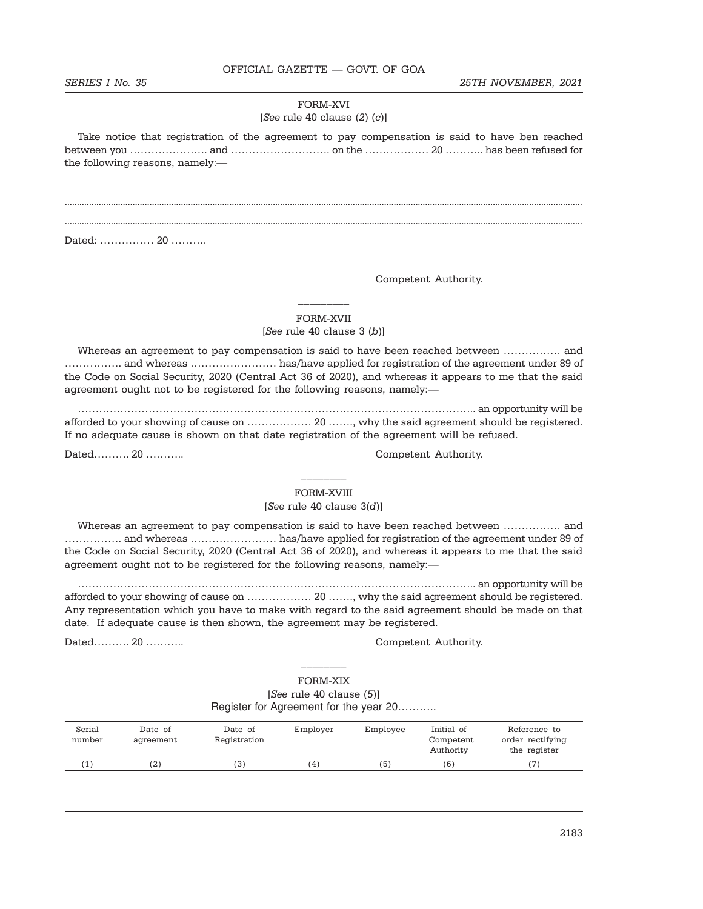## FORM-XVI

[*See* rule 40 clause (*2*) (*c*)]

Take notice that registration of the agreement to pay compensation is said to have ben reached between you …………………. and ………………………. on the ……………… 20 ……….. has been refused for the following reasons, namely:—

.............................................................................................................................................................................................

.............................................................................................................................................................................................

Dated: …………… 20 ……….

Competent Authority.

———

## FORM-XVII

[*See* rule 40 clause 3 (*b*)]

Whereas an agreement to pay compensation is said to have been reached between ……………. and ……………. and whereas …………………… has/have applied for registration of the agreement under 89 of the Code on Social Security, 2020 (Central Act 36 of 2020), and whereas it appears to me that the said agreement ought not to be registered for the following reasons, namely:—

……………………………………………………………………………………………….. an opportunity will be afforded to your showing of cause on ……………… 20 ……., why the said agreement should be registered. If no adequate cause is shown on that date registration of the agreement will be refused.

Dated………. 20 ………..

Competent Authority.

———

## FORM-XVIII

[*See* rule 40 clause 3(*d*)]

Whereas an agreement to pay compensation is said to have been reached between ……………. and ……………. and whereas …………………… has/have applied for registration of the agreement under 89 of the Code on Social Security, 2020 (Central Act 36 of 2020), and whereas it appears to me that the said agreement ought not to be registered for the following reasons, namely:—

……………………………………………………………………………………………….. an opportunity will be afforded to your showing of cause on ……………… 20 ……., why the said agreement should be registered. Any representation which you have to make with regard to the said agreement should be made on that date. If adequate cause is then shown, the agreement may be registered.

Dated………. 20 ………..

Competent Authority.

———

## FORM-XIX

[*See* rule 40 clause (*5*)]

Register for Agreement for the year 20………..

| Serial number | Date of agreement | Date of Registration | Employer | Employee | Initial of Competent Authority | Reference to order rectifying the register |
|---|---|---|---|---|---|---|
| (1) | (2) | (3) | (4) | (5) | (6) | (7) |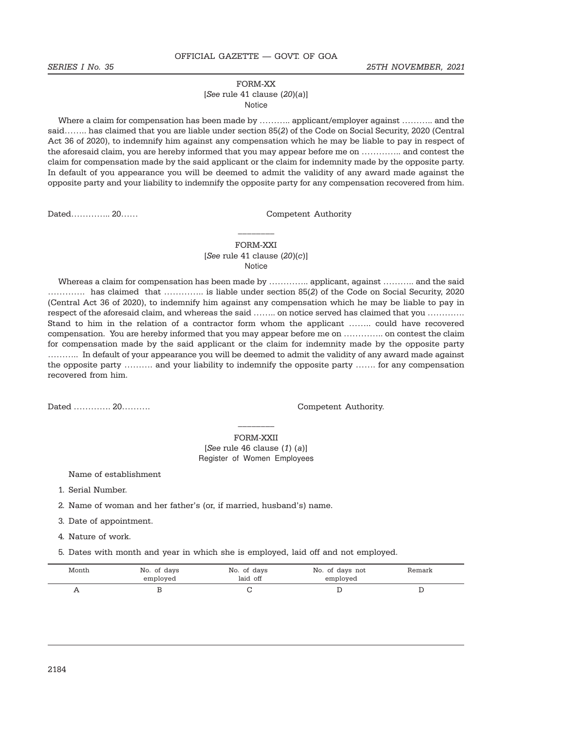## FORM-XX

[*See* rule 41 clause (*20*)(*a*)]

Notice

Where a claim for compensation has been made by ……….. applicant/employer against ……….. and the said…….. has claimed that you are liable under section 85(*2*) of the Code on Social Security, 2020 (Central Act 36 of 2020), to indemnify him against any compensation which he may be liable to pay in respect of the aforesaid claim, you are hereby informed that you may appear before me on ………….. and contest the claim for compensation made by the said applicant or the claim for indemnity made by the opposite party. In default of you appearance you will be deemed to admit the validity of any award made against the opposite party and your liability to indemnify the opposite party for any compensation recovered from him.

Dated………….. 20…… Competent Authority

## FORM-XXI

[*See* rule 41 clause (*20*)(*c*)]

Notice

Whereas a claim for compensation has been made by ………….. applicant, against ……….. and the said …………. has claimed that ………….. is liable under section 85(*2*) of the Code on Social Security, 2020 (Central Act 36 of 2020), to indemnify him against any compensation which he may be liable to pay in respect of the aforesaid claim, and whereas the said …….. on notice served has claimed that you …………. Stand to him in the relation of a contractor form whom the applicant …….. could have recovered compensation. You are hereby informed that you may appear before me on ………….. on contest the claim for compensation made by the said applicant or the claim for indemnity made by the opposite party ……….. In default of your appearance you will be deemed to admit the validity of any award made against the opposite party ………. and your liability to indemnify the opposite party ……. for any compensation recovered from him.

Dated …………. 20………. Competent Authority.

## FORM-XXII

[*See* rule 46 clause (*1*) (*a*)]

Register of Women Employees

Name of establishment

1. Serial Number.
2. Name of woman and her father's (or, if married, husband's) name.
3. Date of appointment.
4. Nature of work.
5. Dates with month and year in which she is employed, laid off and not employed.

| Month | No. of days employed | No. of days laid off | No. of days not employed | Remark |
|---|---|---|---|---|
| A | B | C | D | D |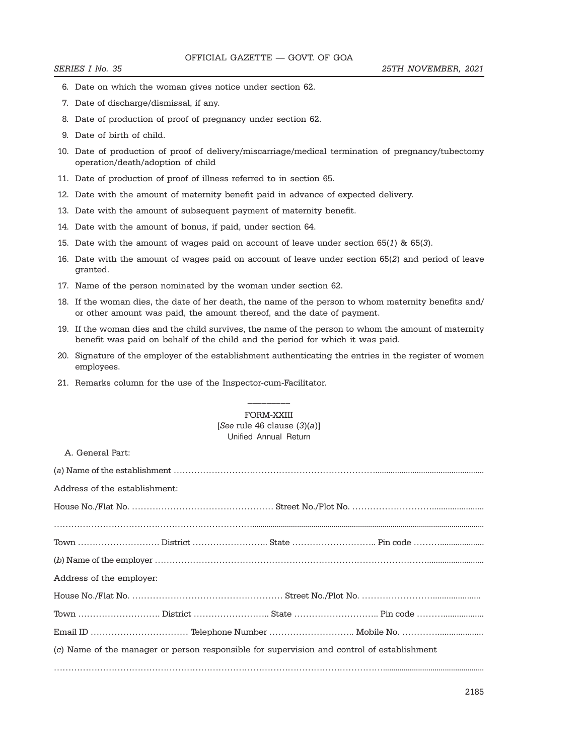6. Date on which the woman gives notice under section 62.
7. Date of discharge/dismissal, if any.
8. Date of production of proof of pregnancy under section 62.
9. Date of birth of child.
10. Date of production of proof of delivery/miscarriage/medical termination of pregnancy/tubectomy operation/death/adoption of child
11. Date of production of proof of illness referred to in section 65.
12. Date with the amount of maternity benefit paid in advance of expected delivery.
13. Date with the amount of subsequent payment of maternity benefit.
14. Date with the amount of bonus, if paid, under section 64.
15. Date with the amount of wages paid on account of leave under section 65(*1*) & 65(*3*).
16. Date with the amount of wages paid on account of leave under section 65(*2*) and period of leave granted.
17. Name of the person nominated by the woman under section 62.
18. If the woman dies, the date of her death, the name of the person to whom maternity benefits and/ or other amount was paid, the amount thereof, and the date of payment.
19. If the woman dies and the child survives, the name of the person to whom the amount of maternity benefit was paid on behalf of the child and the period for which it was paid.
20. Signature of the employer of the establishment authenticating the entries in the register of women employees.
21. Remarks column for the use of the Inspector-cum-Facilitator.

\_\_\_\_\_\_\_\_

## FORM-XXIII

[*See* rule 46 clause (*3*)(*a*)]

Unified Annual Return

A. General Part:

(*a*) Name of the establishment ....................................................................................................................

Address of the establishment:

House No./Flat No. .............................................. Street No./Plot No. ..................................................

....................................................................................................................................................................

Town ............................ District ......................... State ............................ Pin code ...............................

(*b*) Name of the employer ..........................................................................................................................

Address of the employer:

House No./Flat No. ................................................. Street No./Plot No. ..............................................

Town ............................ District ......................... State ............................ Pin code ...............................

Email ID ................................ Telephone Number ........................... Mobile No. ....................................

(*c*) Name of the manager or person responsible for supervision and control of establishment

....................................................................................................................................................................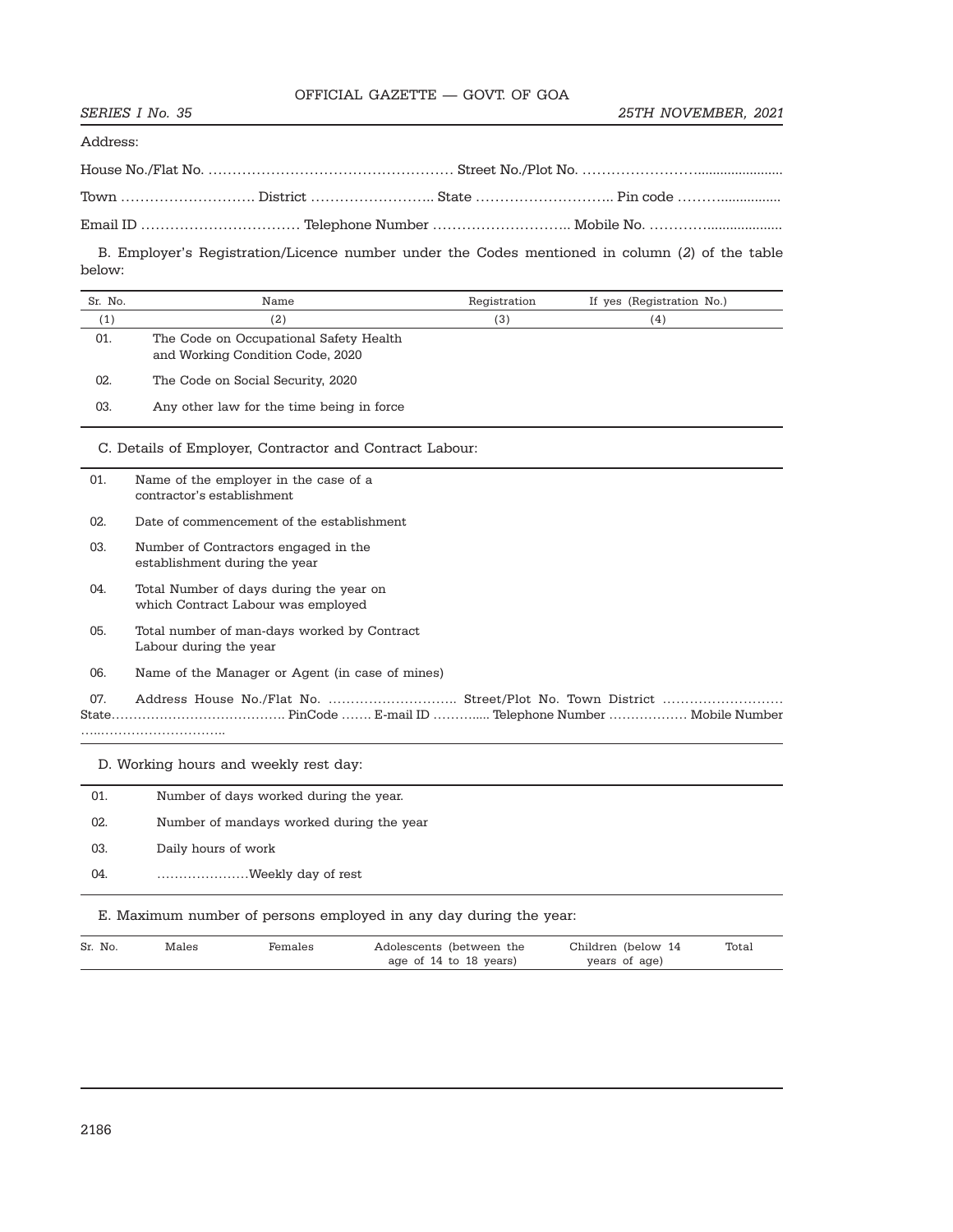Address:

House No./Flat No. …………………………………………… Street No./Plot No. ……………………......................

Town ………………………. District …………………….. State ……………………….. Pin code ……….................

Email ID …………………………… Telephone Number ……………………….. Mobile No. …………..................

B. Employer's Registration/Licence number under the Codes mentioned in column (2) of the table below:

| Sr. No. | Name | Registration | If yes (Registration No.) |
|---|---|---|---|
| (1) | (2) | (3) | (4) |
| 01. | The Code on Occupational Safety Health and Working Condition Code, 2020 | | |
| 02. | The Code on Social Security, 2020 | | |
| 03. | Any other law for the time being in force | | |

C. Details of Employer, Contractor and Contract Labour:

| | |
|---|---|
| 01. | Name of the employer in the case of a contractor's establishment |
| 02. | Date of commencement of the establishment |
| 03. | Number of Contractors engaged in the establishment during the year |
| 04. | Total Number of days during the year on which Contract Labour was employed |
| 05. | Total number of man-days worked by Contract Labour during the year |
| 06. | Name of the Manager or Agent (in case of mines) |

07. Address House No./Flat No. ……………………….. Street/Plot No. Town District ……………………… State…………………………………. PinCode ……. E-mail ID ……….... Telephone Number …………….. Mobile Number …..………………………..

D. Working hours and weekly rest day:

| | |
|---|---|
| 01. | Number of days worked during the year. |
| 02. | Number of mandays worked during the year |
| 03. | Daily hours of work |
| 04. | …………………Weekly day of rest |

E. Maximum number of persons employed in any day during the year:

| Sr. No. | Males | Females | Adolescents (between the age of 14 to 18 years) | Children (below 14 years of age) | Total |
|---|---|---|---|---|---|
| | | | | | |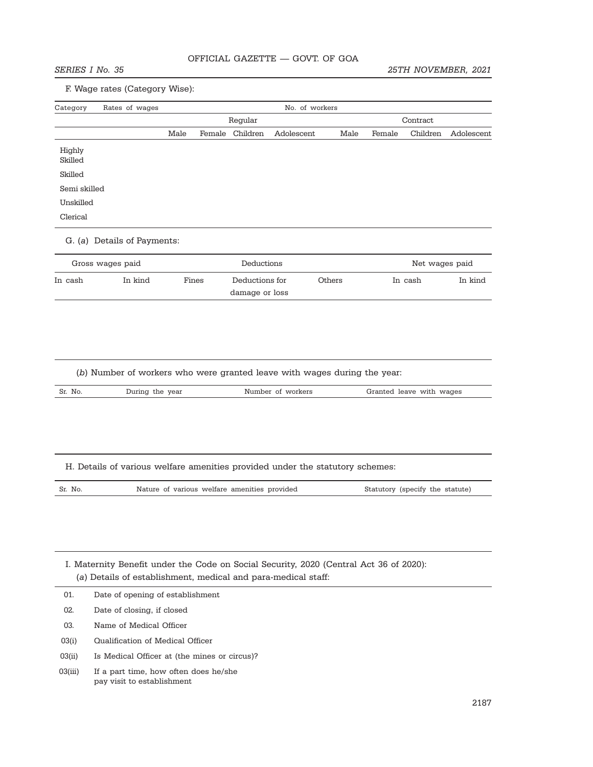F. Wage rates (Category Wise):

| Category | Rates of wages | No. of workers | | | | | | | |
|---|---|---|---|---|---|---|---|---|---|
| | | Regular | | | | Contract | | | |
| | | Male | Female | Children | Adolescent | Male | Female | Children | Adolescent |
| Highly Skilled | | | | | | | | | |
| Skilled | | | | | | | | | |
| Semi skilled | | | | | | | | | |
| Unskilled | | | | | | | | | |
| Clerical | | | | | | | | | |

G. (*a*) Details of Payments:

| Gross wages paid | | Deductions | | | Net wages paid | |
|---|---|---|---|---|---|---|
| In cash | In kind | Fines | Deductions for damage or loss | Others | In cash | In kind |
| | | | | | | |

(*b*) Number of workers who were granted leave with wages during the year:

| Sr. No. | During the year | Number of workers | Granted leave with wages |
|---|---|---|---|
| | | | |

H. Details of various welfare amenities provided under the statutory schemes:

| Sr. No. | Nature of various welfare amenities provided | Statutory (specify the statute) |
|---|---|---|
| | | |

I. Maternity Benefit under the Code on Social Security, 2020 (Central Act 36 of 2020):

(*a*) Details of establishment, medical and para-medical staff:

| | |
|---|---|
| 01. | Date of opening of establishment |
| 02. | Date of closing, if closed |
| 03. | Name of Medical Officer |
| 03(i) | Qualification of Medical Officer |
| 03(ii) | Is Medical Officer at (the mines or circus)? |
| 03(iii) | If a part time, how often does he/she pay visit to establishment |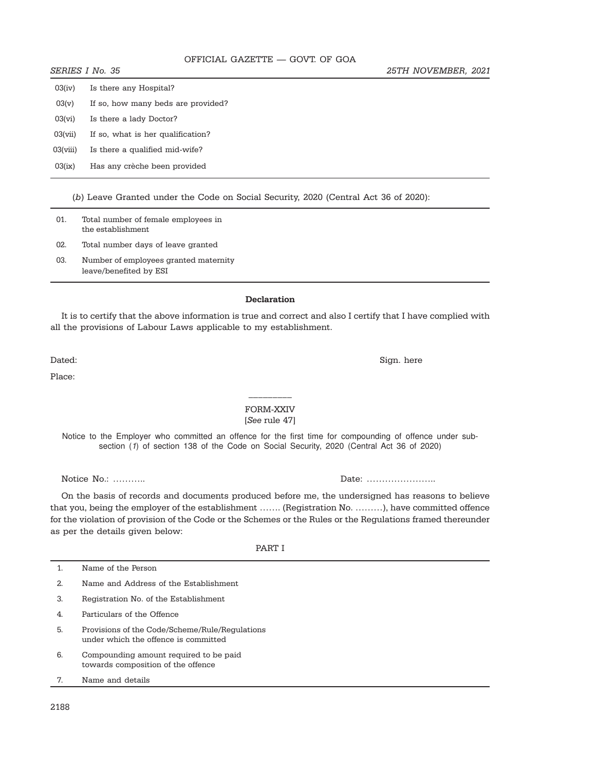| | |
|---|---|
| 03(iv) | Is there any Hospital? |
| 03(v) | If so, how many beds are provided? |
| 03(vi) | Is there a lady Doctor? |
| 03(vii) | If so, what is her qualification? |
| 03(viii) | Is there a qualified mid-wife? |
| 03(ix) | Has any crèche been provided |

(*b*) Leave Granted under the Code on Social Security, 2020 (Central Act 36 of 2020):

| | |
|---|---|
| 01. | Total number of female employees in the establishment |
| 02. | Total number days of leave granted |
| 03. | Number of employees granted maternity leave/benefited by ESI |

**Declaration**

It is to certify that the above information is true and correct and also I certify that I have complied with all the provisions of Labour Laws applicable to my establishment.

Dated: Sign. here

Place:

---

FORM-XXIV

[*See* rule 47]

Notice to the Employer who committed an offence for the first time for compounding of offence under sub-section (*1*) of section 138 of the Code on Social Security, 2020 (Central Act 36 of 2020)

Notice No.: ……….. Date: …………………..

On the basis of records and documents produced before me, the undersigned has reasons to believe that you, being the employer of the establishment ……. (Registration No. ………), have committed offence for the violation of provision of the Code or the Schemes or the Rules or the Regulations framed thereunder as per the details given below:

PART I

| | |
|---|---|
| 1. | Name of the Person |
| 2. | Name and Address of the Establishment |
| 3. | Registration No. of the Establishment |
| 4. | Particulars of the Offence |
| 5. | Provisions of the Code/Scheme/Rule/Regulations under which the offence is committed |
| 6. | Compounding amount required to be paid towards composition of the offence |
| 7. | Name and details |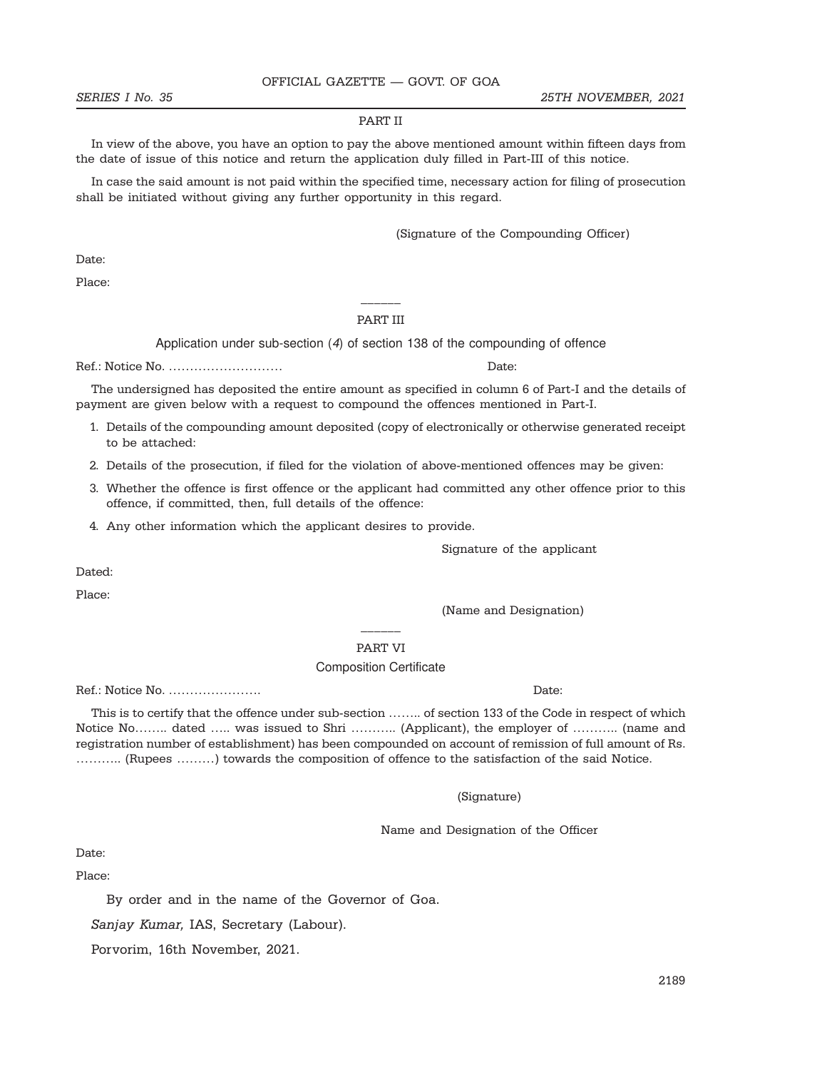PART II

In view of the above, you have an option to pay the above mentioned amount within fifteen days from the date of issue of this notice and return the application duly filled in Part-III of this notice.

In case the said amount is not paid within the specified time, necessary action for filing of prosecution shall be initiated without giving any further opportunity in this regard.

(Signature of the Compounding Officer)

Date:

Place:

———

PART III

Application under sub-section (*4*) of section 138 of the compounding of offence

Ref.: Notice No. ……………………… Date:

The undersigned has deposited the entire amount as specified in column 6 of Part-I and the details of payment are given below with a request to compound the offences mentioned in Part-I.

1. Details of the compounding amount deposited (copy of electronically or otherwise generated receipt to be attached:
2. Details of the prosecution, if filed for the violation of above-mentioned offences may be given:
3. Whether the offence is first offence or the applicant had committed any other offence prior to this offence, if committed, then, full details of the offence:
4. Any other information which the applicant desires to provide.

Signature of the applicant

Dated:

Place:

(Name and Designation)

———

PART VI

Composition Certificate

Ref.: Notice No. …………………. Date:

This is to certify that the offence under sub-section …….. of section 133 of the Code in respect of which Notice No…….. dated ….. was issued to Shri ……….. (Applicant), the employer of ……….. (name and registration number of establishment) has been compounded on account of remission of full amount of Rs. ……….. (Rupees ………) towards the composition of offence to the satisfaction of the said Notice.

(Signature)

Name and Designation of the Officer

Date:

Place:

By order and in the name of the Governor of Goa.

*Sanjay Kumar,* IAS, Secretary (Labour).

Porvorim, 16th November, 2021.